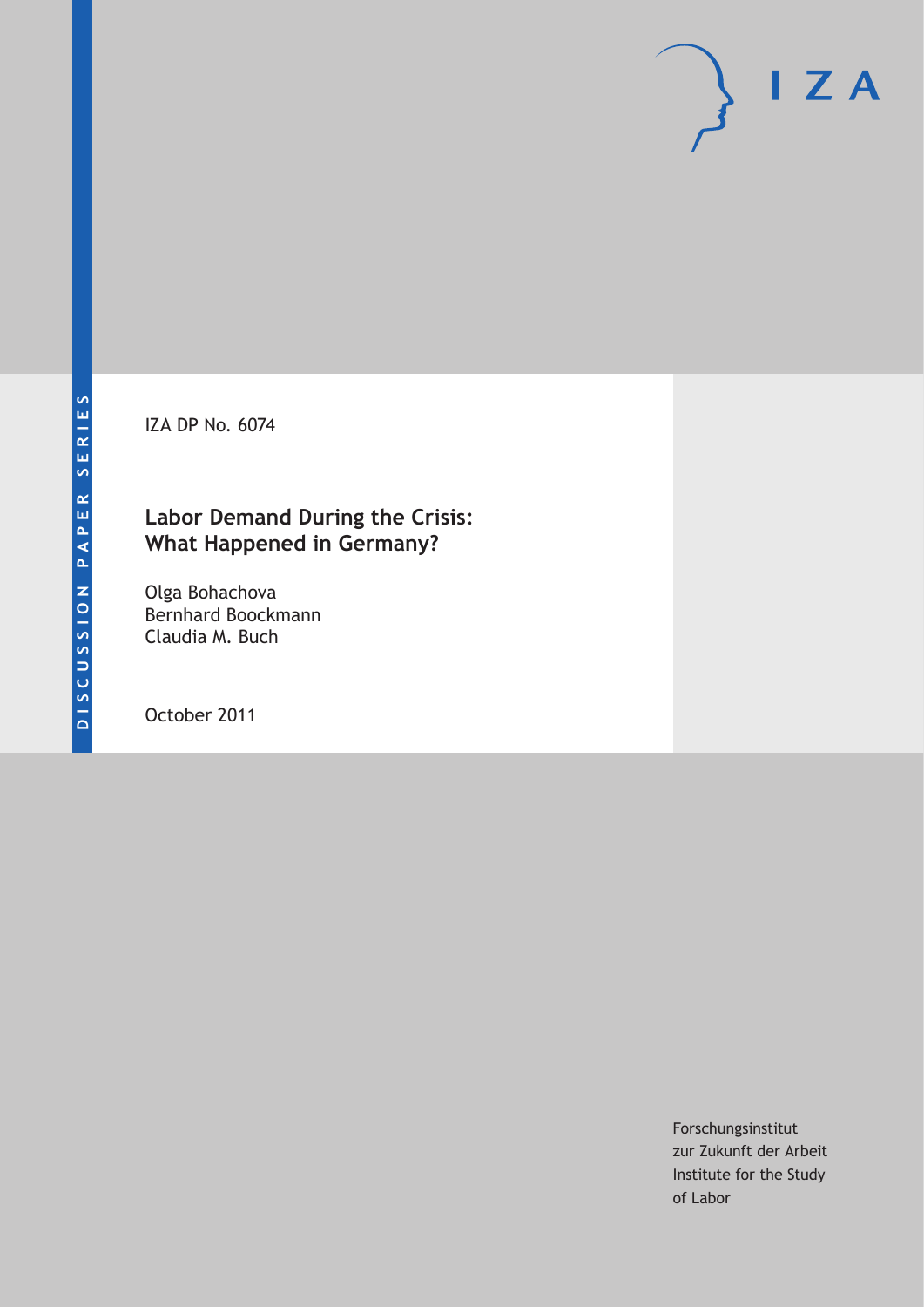DISCUSSION PAPER SERIES

IZA

IZA DP No. 6074

# Labor Demand During the Crisis: What Happened in Germany?

Olga Bohachova
Bernhard Boockmann
Claudia M. Buch

October 2011

Forschungsinstitut
zur Zukunft der Arbeit
Institute for the Study
of Labor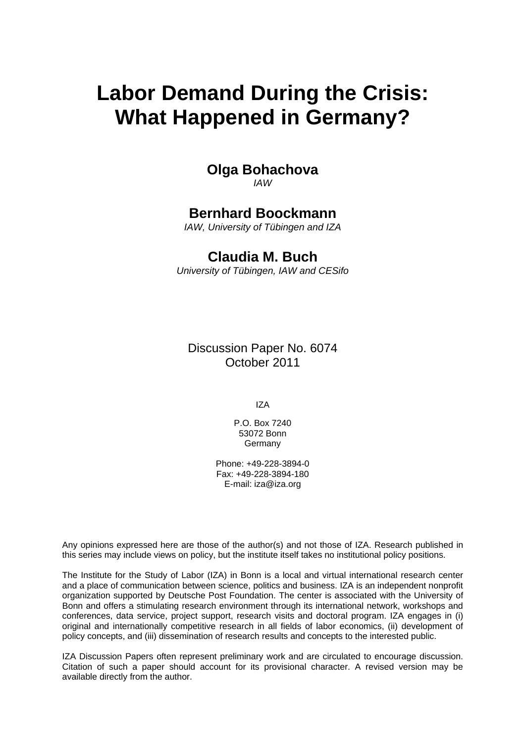# Labor Demand During the Crisis: What Happened in Germany?

**Olga Bohachova**
*IAW*

**Bernhard Boockmann**
*IAW, University of Tübingen and IZA*

**Claudia M. Buch**
*University of Tübingen, IAW and CESifo*

Discussion Paper No. 6074
October 2011

IZA

P.O. Box 7240
53072 Bonn
Germany

Phone: +49-228-3894-0
Fax: +49-228-3894-180
E-mail: iza@iza.org

Any opinions expressed here are those of the author(s) and not those of IZA. Research published in this series may include views on policy, but the institute itself takes no institutional policy positions.

The Institute for the Study of Labor (IZA) in Bonn is a local and virtual international research center and a place of communication between science, politics and business. IZA is an independent nonprofit organization supported by Deutsche Post Foundation. The center is associated with the University of Bonn and offers a stimulating research environment through its international network, workshops and conferences, data service, project support, research visits and doctoral program. IZA engages in (i) original and internationally competitive research in all fields of labor economics, (ii) development of policy concepts, and (iii) dissemination of research results and concepts to the interested public.

IZA Discussion Papers often represent preliminary work and are circulated to encourage discussion. Citation of such a paper should account for its provisional character. A revised version may be available directly from the author.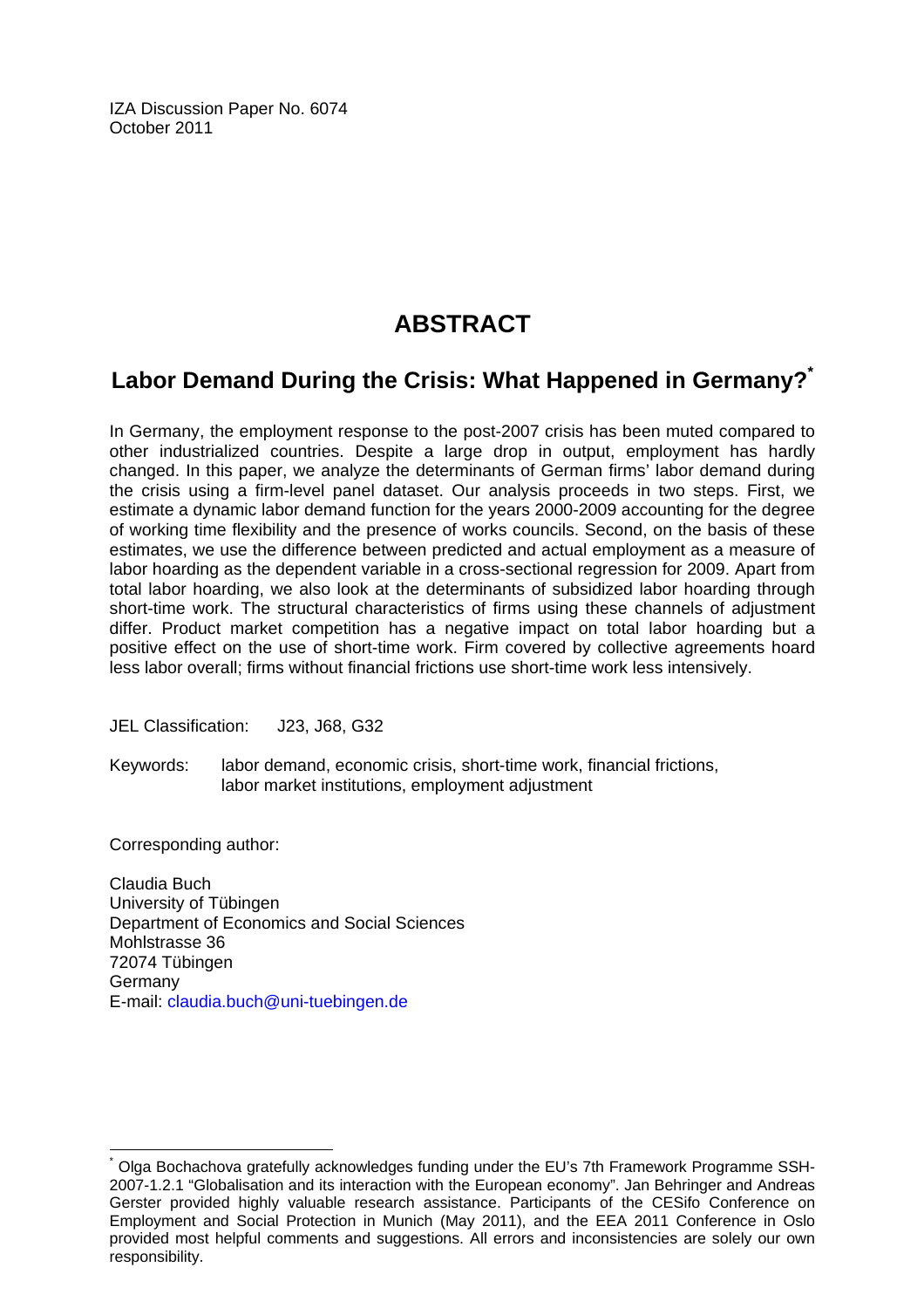IZA Discussion Paper No. 6074
October 2011

# ABSTRACT

## Labor Demand During the Crisis: What Happened in Germany?*

In Germany, the employment response to the post-2007 crisis has been muted compared to other industrialized countries. Despite a large drop in output, employment has hardly changed. In this paper, we analyze the determinants of German firms' labor demand during the crisis using a firm-level panel dataset. Our analysis proceeds in two steps. First, we estimate a dynamic labor demand function for the years 2000-2009 accounting for the degree of working time flexibility and the presence of works councils. Second, on the basis of these estimates, we use the difference between predicted and actual employment as a measure of labor hoarding as the dependent variable in a cross-sectional regression for 2009. Apart from total labor hoarding, we also look at the determinants of subsidized labor hoarding through short-time work. The structural characteristics of firms using these channels of adjustment differ. Product market competition has a negative impact on total labor hoarding but a positive effect on the use of short-time work. Firm covered by collective agreements hoard less labor overall; firms without financial frictions use short-time work less intensively.

JEL Classification: J23, J68, G32

Keywords: labor demand, economic crisis, short-time work, financial frictions, labor market institutions, employment adjustment

Corresponding author:

Claudia Buch
University of Tübingen
Department of Economics and Social Sciences
Mohlstrasse 36
72074 Tübingen
Germany
E-mail: claudia.buch@uni-tuebingen.de

---

* Olga Bochachova gratefully acknowledges funding under the EU's 7th Framework Programme SSH-2007-1.2.1 "Globalisation and its interaction with the European economy". Jan Behringer and Andreas Gerster provided highly valuable research assistance. Participants of the CESifo Conference on Employment and Social Protection in Munich (May 2011), and the EEA 2011 Conference in Oslo provided most helpful comments and suggestions. All errors and inconsistencies are solely our own responsibility.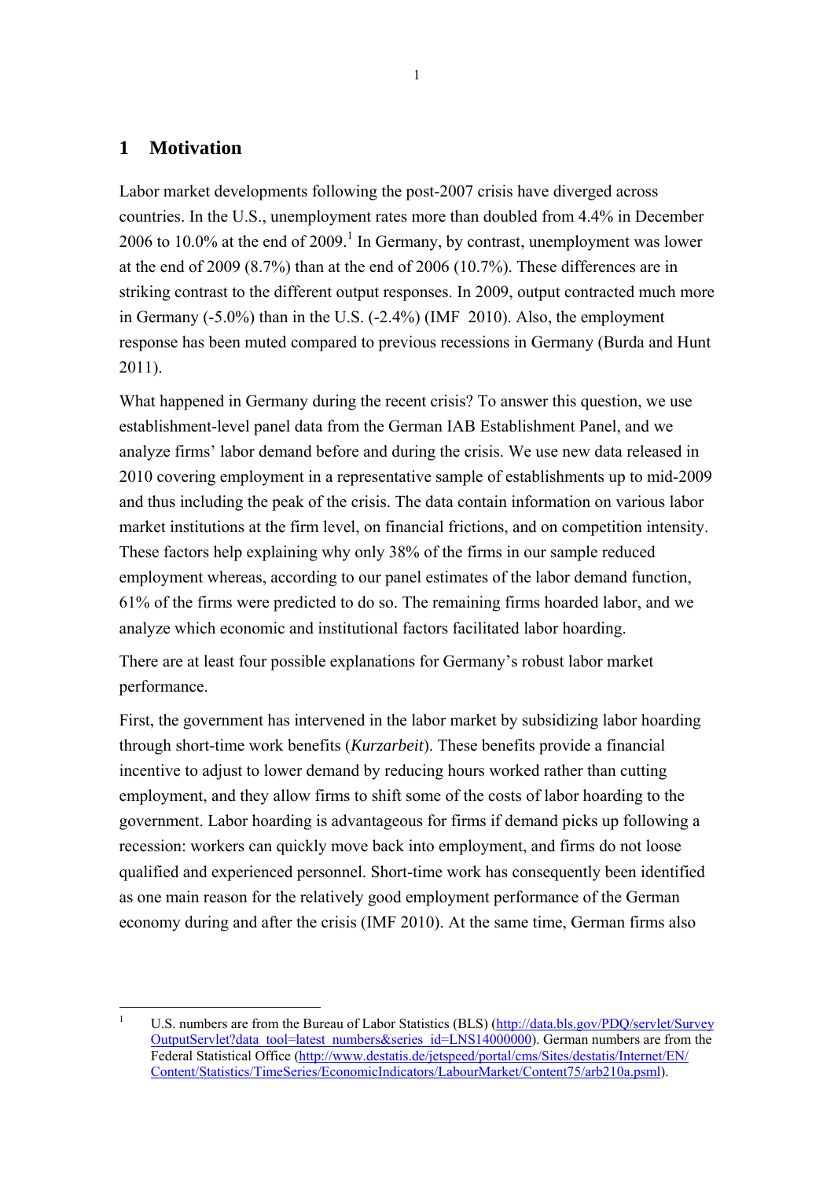# 1 Motivation

Labor market developments following the post-2007 crisis have diverged across countries. In the U.S., unemployment rates more than doubled from 4.4% in December 2006 to 10.0% at the end of 2009.[1] In Germany, by contrast, unemployment was lower at the end of 2009 (8.7%) than at the end of 2006 (10.7%). These differences are in striking contrast to the different output responses. In 2009, output contracted much more in Germany (-5.0%) than in the U.S. (-2.4%) (IMF 2010). Also, the employment response has been muted compared to previous recessions in Germany (Burda and Hunt 2011).

What happened in Germany during the recent crisis? To answer this question, we use establishment-level panel data from the German IAB Establishment Panel, and we analyze firms' labor demand before and during the crisis. We use new data released in 2010 covering employment in a representative sample of establishments up to mid-2009 and thus including the peak of the crisis. The data contain information on various labor market institutions at the firm level, on financial frictions, and on competition intensity. These factors help explaining why only 38% of the firms in our sample reduced employment whereas, according to our panel estimates of the labor demand function, 61% of the firms were predicted to do so. The remaining firms hoarded labor, and we analyze which economic and institutional factors facilitated labor hoarding.

There are at least four possible explanations for Germany's robust labor market performance.

First, the government has intervened in the labor market by subsidizing labor hoarding through short-time work benefits (*Kurzarbeit*). These benefits provide a financial incentive to adjust to lower demand by reducing hours worked rather than cutting employment, and they allow firms to shift some of the costs of labor hoarding to the government. Labor hoarding is advantageous for firms if demand picks up following a recession: workers can quickly move back into employment, and firms do not loose qualified and experienced personnel. Short-time work has consequently been identified as one main reason for the relatively good employment performance of the German economy during and after the crisis (IMF 2010). At the same time, German firms also

---

[1] U.S. numbers are from the Bureau of Labor Statistics (BLS) (http://data.bls.gov/PDQ/servlet/SurveyOutputServlet?data_tool=latest_numbers&series_id=LNS14000000). German numbers are from the Federal Statistical Office (http://www.destatis.de/jetspeed/portal/cms/Sites/destatis/Internet/EN/Content/Statistics/TimeSeries/EconomicIndicators/LabourMarket/Content75/arb210a.psml).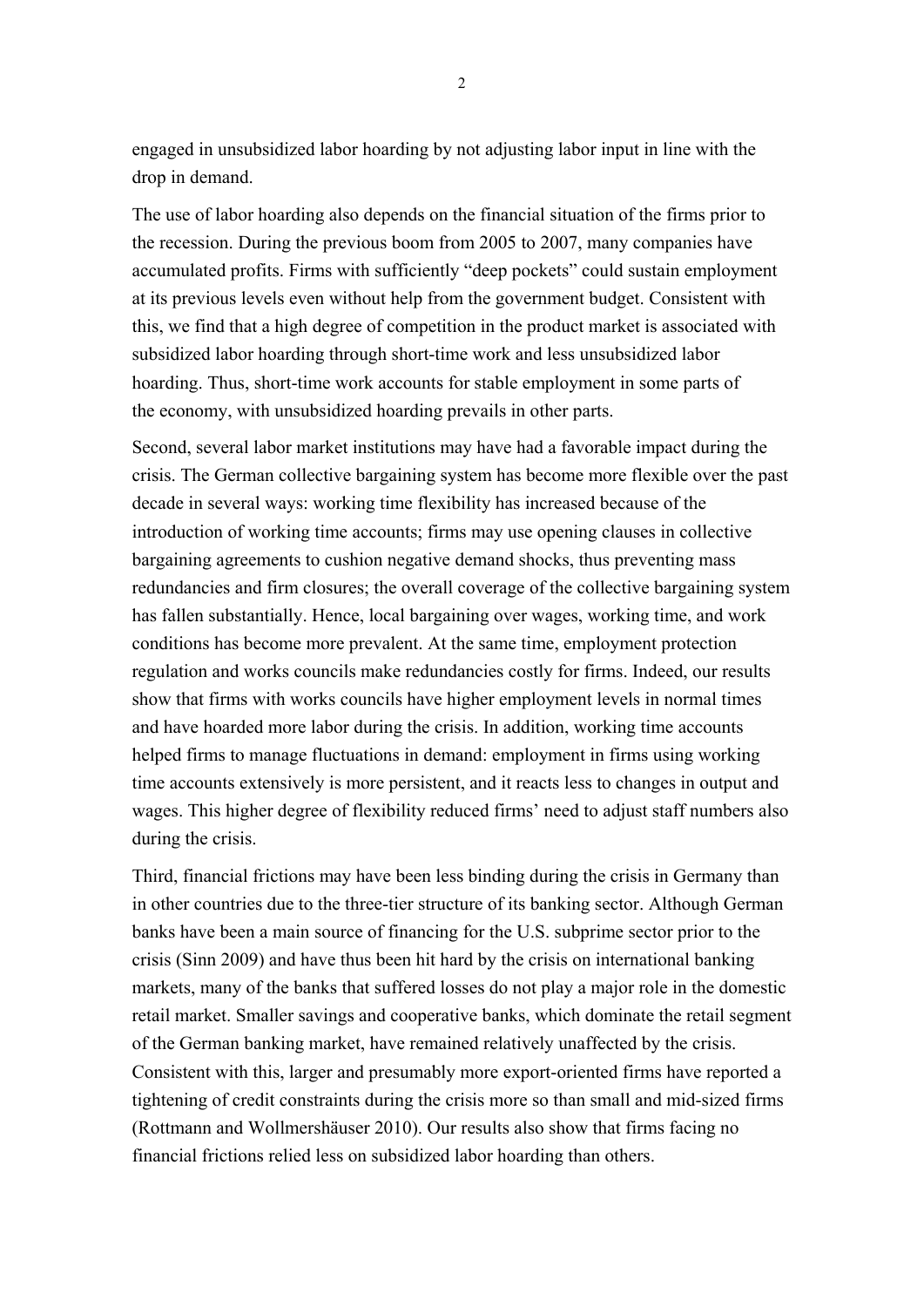engaged in unsubsidized labor hoarding by not adjusting labor input in line with the drop in demand.

The use of labor hoarding also depends on the financial situation of the firms prior to the recession. During the previous boom from 2005 to 2007, many companies have accumulated profits. Firms with sufficiently "deep pockets" could sustain employment at its previous levels even without help from the government budget. Consistent with this, we find that a high degree of competition in the product market is associated with subsidized labor hoarding through short-time work and less unsubsidized labor hoarding. Thus, short-time work accounts for stable employment in some parts of the economy, with unsubsidized hoarding prevails in other parts.

Second, several labor market institutions may have had a favorable impact during the crisis. The German collective bargaining system has become more flexible over the past decade in several ways: working time flexibility has increased because of the introduction of working time accounts; firms may use opening clauses in collective bargaining agreements to cushion negative demand shocks, thus preventing mass redundancies and firm closures; the overall coverage of the collective bargaining system has fallen substantially. Hence, local bargaining over wages, working time, and work conditions has become more prevalent. At the same time, employment protection regulation and works councils make redundancies costly for firms. Indeed, our results show that firms with works councils have higher employment levels in normal times and have hoarded more labor during the crisis. In addition, working time accounts helped firms to manage fluctuations in demand: employment in firms using working time accounts extensively is more persistent, and it reacts less to changes in output and wages. This higher degree of flexibility reduced firms' need to adjust staff numbers also during the crisis.

Third, financial frictions may have been less binding during the crisis in Germany than in other countries due to the three-tier structure of its banking sector. Although German banks have been a main source of financing for the U.S. subprime sector prior to the crisis (Sinn 2009) and have thus been hit hard by the crisis on international banking markets, many of the banks that suffered losses do not play a major role in the domestic retail market. Smaller savings and cooperative banks, which dominate the retail segment of the German banking market, have remained relatively unaffected by the crisis. Consistent with this, larger and presumably more export-oriented firms have reported a tightening of credit constraints during the crisis more so than small and mid-sized firms (Rottmann and Wollmershäuser 2010). Our results also show that firms facing no financial frictions relied less on subsidized labor hoarding than others.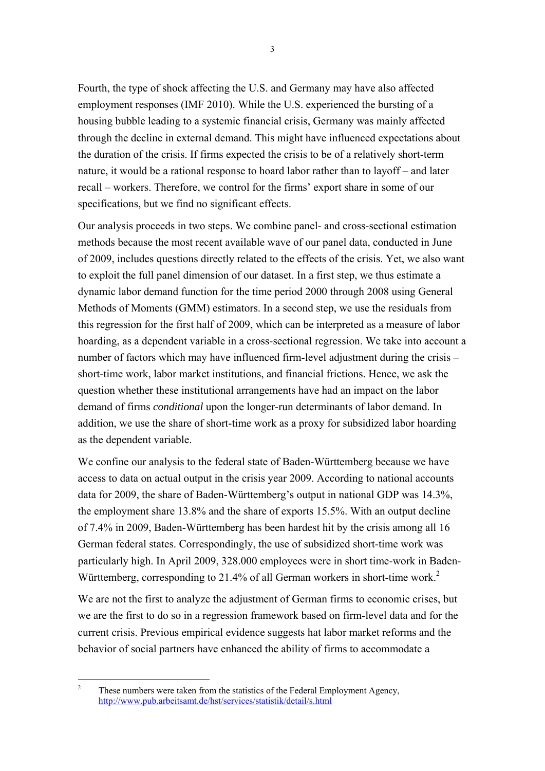Fourth, the type of shock affecting the U.S. and Germany may have also affected employment responses (IMF 2010). While the U.S. experienced the bursting of a housing bubble leading to a systemic financial crisis, Germany was mainly affected through the decline in external demand. This might have influenced expectations about the duration of the crisis. If firms expected the crisis to be of a relatively short-term nature, it would be a rational response to hoard labor rather than to layoff – and later recall – workers. Therefore, we control for the firms' export share in some of our specifications, but we find no significant effects.

Our analysis proceeds in two steps. We combine panel- and cross-sectional estimation methods because the most recent available wave of our panel data, conducted in June of 2009, includes questions directly related to the effects of the crisis. Yet, we also want to exploit the full panel dimension of our dataset. In a first step, we thus estimate a dynamic labor demand function for the time period 2000 through 2008 using General Methods of Moments (GMM) estimators. In a second step, we use the residuals from this regression for the first half of 2009, which can be interpreted as a measure of labor hoarding, as a dependent variable in a cross-sectional regression. We take into account a number of factors which may have influenced firm-level adjustment during the crisis – short-time work, labor market institutions, and financial frictions. Hence, we ask the question whether these institutional arrangements have had an impact on the labor demand of firms *conditional* upon the longer-run determinants of labor demand. In addition, we use the share of short-time work as a proxy for subsidized labor hoarding as the dependent variable.

We confine our analysis to the federal state of Baden-Württemberg because we have access to data on actual output in the crisis year 2009. According to national accounts data for 2009, the share of Baden-Württemberg's output in national GDP was 14.3%, the employment share 13.8% and the share of exports 15.5%. With an output decline of 7.4% in 2009, Baden-Württemberg has been hardest hit by the crisis among all 16 German federal states. Correspondingly, the use of subsidized short-time work was particularly high. In April 2009, 328.000 employees were in short time-work in Baden-Württemberg, corresponding to 21.4% of all German workers in short-time work.[2]

We are not the first to analyze the adjustment of German firms to economic crises, but we are the first to do so in a regression framework based on firm-level data and for the current crisis. Previous empirical evidence suggests hat labor market reforms and the behavior of social partners have enhanced the ability of firms to accommodate a

[2] These numbers were taken from the statistics of the Federal Employment Agency, http://www.pub.arbeitsamt.de/hst/services/statistik/detail/s.html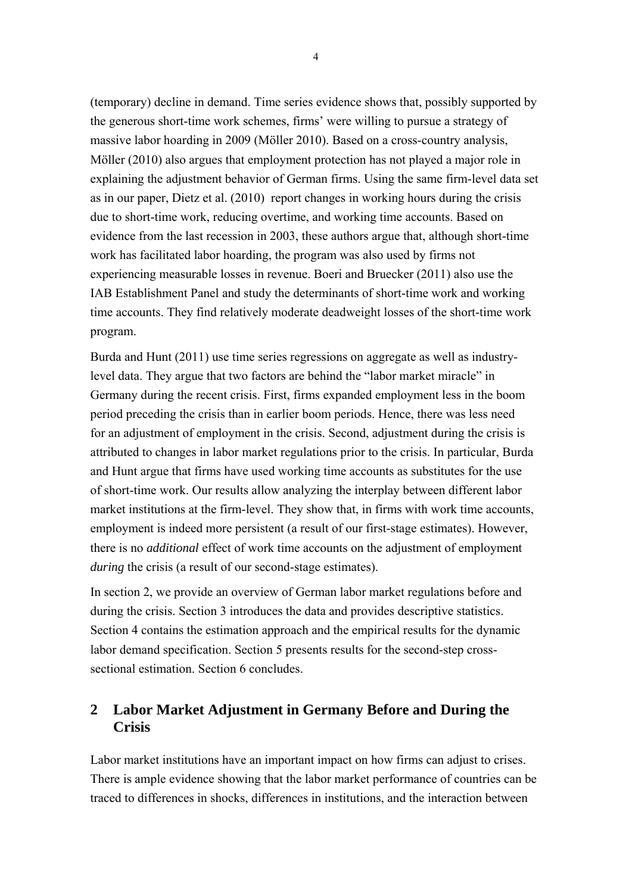(temporary) decline in demand. Time series evidence shows that, possibly supported by the generous short-time work schemes, firms' were willing to pursue a strategy of massive labor hoarding in 2009 (Möller 2010). Based on a cross-country analysis, Möller (2010) also argues that employment protection has not played a major role in explaining the adjustment behavior of German firms. Using the same firm-level data set as in our paper, Dietz et al. (2010) report changes in working hours during the crisis due to short-time work, reducing overtime, and working time accounts. Based on evidence from the last recession in 2003, these authors argue that, although short-time work has facilitated labor hoarding, the program was also used by firms not experiencing measurable losses in revenue. Boeri and Bruecker (2011) also use the IAB Establishment Panel and study the determinants of short-time work and working time accounts. They find relatively moderate deadweight losses of the short-time work program.

Burda and Hunt (2011) use time series regressions on aggregate as well as industry-level data. They argue that two factors are behind the "labor market miracle" in Germany during the recent crisis. First, firms expanded employment less in the boom period preceding the crisis than in earlier boom periods. Hence, there was less need for an adjustment of employment in the crisis. Second, adjustment during the crisis is attributed to changes in labor market regulations prior to the crisis. In particular, Burda and Hunt argue that firms have used working time accounts as substitutes for the use of short-time work. Our results allow analyzing the interplay between different labor market institutions at the firm-level. They show that, in firms with work time accounts, employment is indeed more persistent (a result of our first-stage estimates). However, there is no *additional* effect of work time accounts on the adjustment of employment *during* the crisis (a result of our second-stage estimates).

In section 2, we provide an overview of German labor market regulations before and during the crisis. Section 3 introduces the data and provides descriptive statistics. Section 4 contains the estimation approach and the empirical results for the dynamic labor demand specification. Section 5 presents results for the second-step cross-sectional estimation. Section 6 concludes.

## 2 Labor Market Adjustment in Germany Before and During the Crisis

Labor market institutions have an important impact on how firms can adjust to crises. There is ample evidence showing that the labor market performance of countries can be traced to differences in shocks, differences in institutions, and the interaction between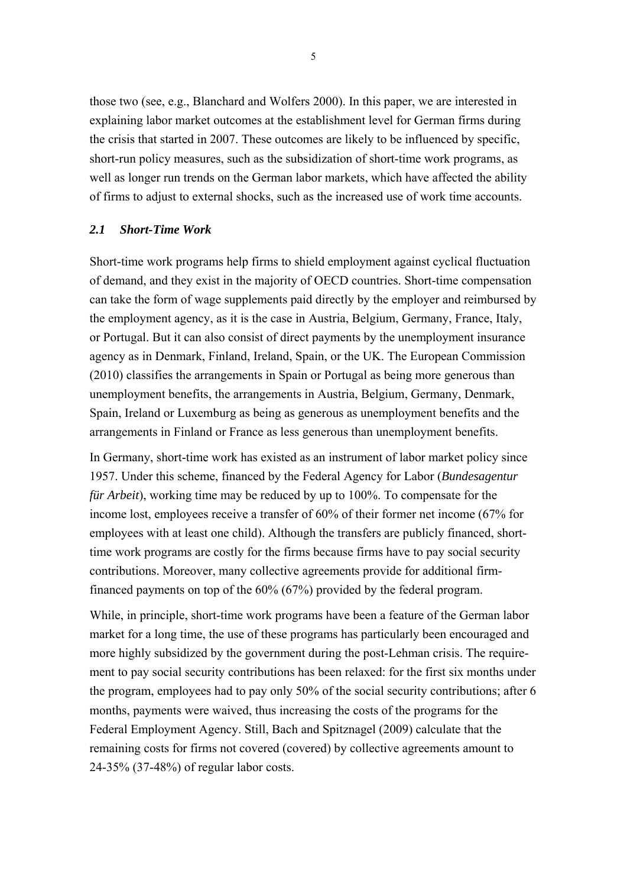those two (see, e.g., Blanchard and Wolfers 2000). In this paper, we are interested in explaining labor market outcomes at the establishment level for German firms during the crisis that started in 2007. These outcomes are likely to be influenced by specific, short-run policy measures, such as the subsidization of short-time work programs, as well as longer run trends on the German labor markets, which have affected the ability of firms to adjust to external shocks, such as the increased use of work time accounts.

### *2.1 Short-Time Work*

Short-time work programs help firms to shield employment against cyclical fluctuation of demand, and they exist in the majority of OECD countries. Short-time compensation can take the form of wage supplements paid directly by the employer and reimbursed by the employment agency, as it is the case in Austria, Belgium, Germany, France, Italy, or Portugal. But it can also consist of direct payments by the unemployment insurance agency as in Denmark, Finland, Ireland, Spain, or the UK. The European Commission (2010) classifies the arrangements in Spain or Portugal as being more generous than unemployment benefits, the arrangements in Austria, Belgium, Germany, Denmark, Spain, Ireland or Luxemburg as being as generous as unemployment benefits and the arrangements in Finland or France as less generous than unemployment benefits.

In Germany, short-time work has existed as an instrument of labor market policy since 1957. Under this scheme, financed by the Federal Agency for Labor (*Bundesagentur für Arbeit*), working time may be reduced by up to 100%. To compensate for the income lost, employees receive a transfer of 60% of their former net income (67% for employees with at least one child). Although the transfers are publicly financed, short-time work programs are costly for the firms because firms have to pay social security contributions. Moreover, many collective agreements provide for additional firm-financed payments on top of the 60% (67%) provided by the federal program.

While, in principle, short-time work programs have been a feature of the German labor market for a long time, the use of these programs has particularly been encouraged and more highly subsidized by the government during the post-Lehman crisis. The requirement to pay social security contributions has been relaxed: for the first six months under the program, employees had to pay only 50% of the social security contributions; after 6 months, payments were waived, thus increasing the costs of the programs for the Federal Employment Agency. Still, Bach and Spitznagel (2009) calculate that the remaining costs for firms not covered (covered) by collective agreements amount to 24-35% (37-48%) of regular labor costs.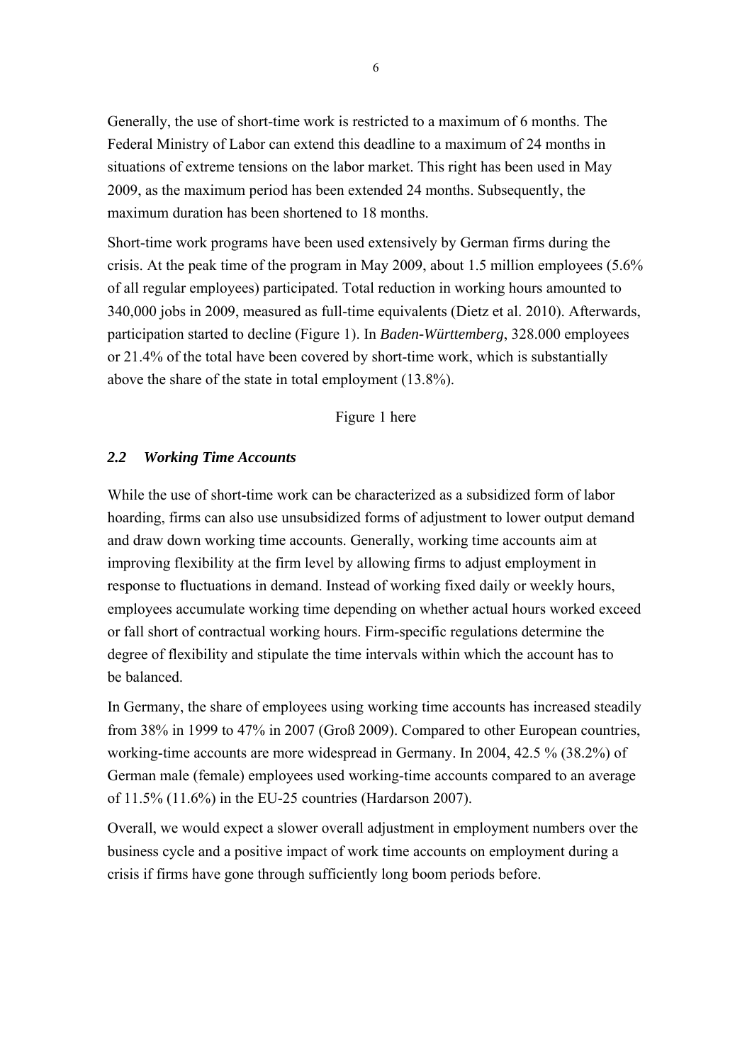Generally, the use of short-time work is restricted to a maximum of 6 months. The Federal Ministry of Labor can extend this deadline to a maximum of 24 months in situations of extreme tensions on the labor market. This right has been used in May 2009, as the maximum period has been extended 24 months. Subsequently, the maximum duration has been shortened to 18 months.

Short-time work programs have been used extensively by German firms during the crisis. At the peak time of the program in May 2009, about 1.5 million employees (5.6% of all regular employees) participated. Total reduction in working hours amounted to 340,000 jobs in 2009, measured as full-time equivalents (Dietz et al. 2010). Afterwards, participation started to decline (Figure 1). In *Baden-Württemberg*, 328.000 employees or 21.4% of the total have been covered by short-time work, which is substantially above the share of the state in total employment (13.8%).

Figure 1 here

### *2.2 Working Time Accounts*

While the use of short-time work can be characterized as a subsidized form of labor hoarding, firms can also use unsubsidized forms of adjustment to lower output demand and draw down working time accounts. Generally, working time accounts aim at improving flexibility at the firm level by allowing firms to adjust employment in response to fluctuations in demand. Instead of working fixed daily or weekly hours, employees accumulate working time depending on whether actual hours worked exceed or fall short of contractual working hours. Firm-specific regulations determine the degree of flexibility and stipulate the time intervals within which the account has to be balanced.

In Germany, the share of employees using working time accounts has increased steadily from 38% in 1999 to 47% in 2007 (Groß 2009). Compared to other European countries, working-time accounts are more widespread in Germany. In 2004, 42.5 % (38.2%) of German male (female) employees used working-time accounts compared to an average of 11.5% (11.6%) in the EU-25 countries (Hardarson 2007).

Overall, we would expect a slower overall adjustment in employment numbers over the business cycle and a positive impact of work time accounts on employment during a crisis if firms have gone through sufficiently long boom periods before.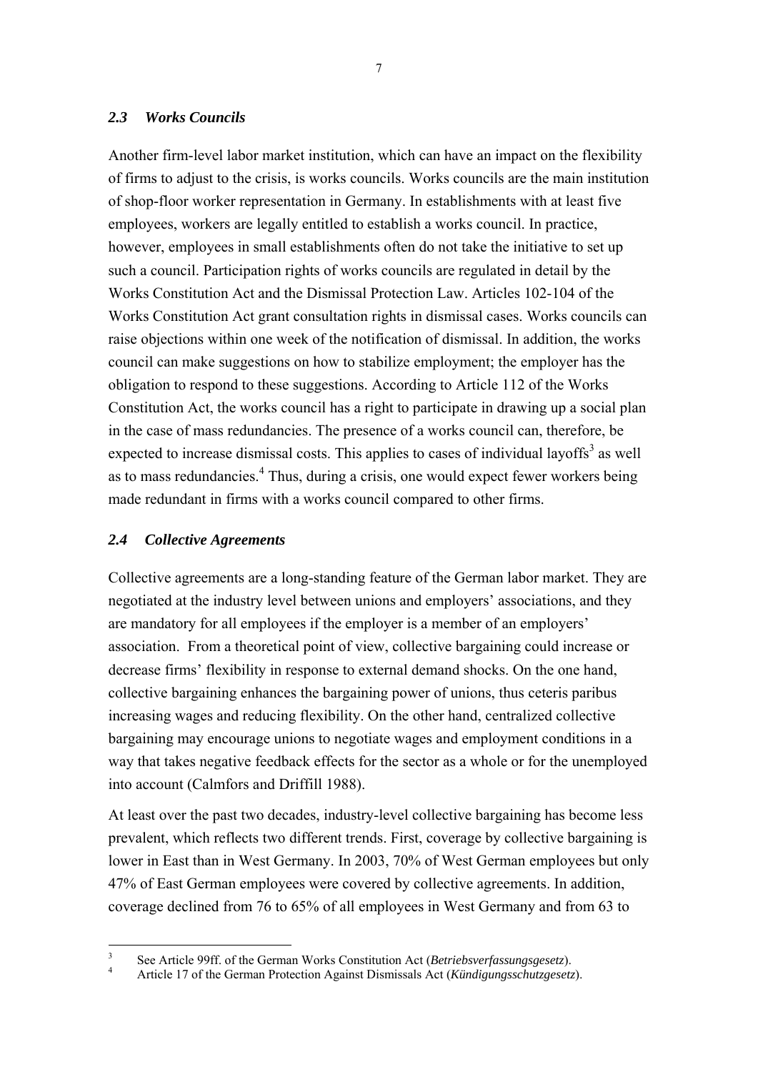### 2.3 Works Councils

Another firm-level labor market institution, which can have an impact on the flexibility of firms to adjust to the crisis, is works councils. Works councils are the main institution of shop-floor worker representation in Germany. In establishments with at least five employees, workers are legally entitled to establish a works council. In practice, however, employees in small establishments often do not take the initiative to set up such a council. Participation rights of works councils are regulated in detail by the Works Constitution Act and the Dismissal Protection Law. Articles 102-104 of the Works Constitution Act grant consultation rights in dismissal cases. Works councils can raise objections within one week of the notification of dismissal. In addition, the works council can make suggestions on how to stabilize employment; the employer has the obligation to respond to these suggestions. According to Article 112 of the Works Constitution Act, the works council has a right to participate in drawing up a social plan in the case of mass redundancies. The presence of a works council can, therefore, be expected to increase dismissal costs. This applies to cases of individual layoffs[3] as well as to mass redundancies.[4] Thus, during a crisis, one would expect fewer workers being made redundant in firms with a works council compared to other firms.

### 2.4 Collective Agreements

Collective agreements are a long-standing feature of the German labor market. They are negotiated at the industry level between unions and employers' associations, and they are mandatory for all employees if the employer is a member of an employers' association. From a theoretical point of view, collective bargaining could increase or decrease firms' flexibility in response to external demand shocks. On the one hand, collective bargaining enhances the bargaining power of unions, thus ceteris paribus increasing wages and reducing flexibility. On the other hand, centralized collective bargaining may encourage unions to negotiate wages and employment conditions in a way that takes negative feedback effects for the sector as a whole or for the unemployed into account (Calmfors and Driffill 1988).

At least over the past two decades, industry-level collective bargaining has become less prevalent, which reflects two different trends. First, coverage by collective bargaining is lower in East than in West Germany. In 2003, 70% of West German employees but only 47% of East German employees were covered by collective agreements. In addition, coverage declined from 76 to 65% of all employees in West Germany and from 63 to

---

[3] See Article 99ff. of the German Works Constitution Act (*Betriebsverfassungsgesetz*).

[4] Article 17 of the German Protection Against Dismissals Act (*Kündigungsschutzgesetz*).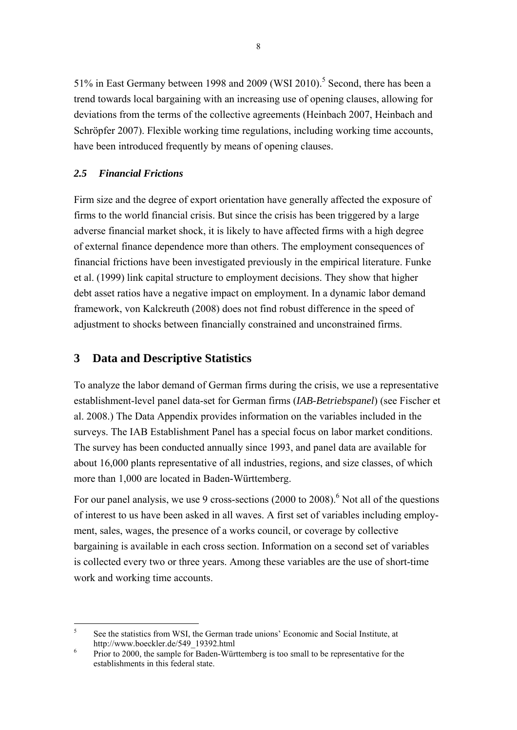51% in East Germany between 1998 and 2009 (WSI 2010).[5] Second, there has been a trend towards local bargaining with an increasing use of opening clauses, allowing for deviations from the terms of the collective agreements (Heinbach 2007, Heinbach and Schröpfer 2007). Flexible working time regulations, including working time accounts, have been introduced frequently by means of opening clauses.

### *2.5 Financial Frictions*

Firm size and the degree of export orientation have generally affected the exposure of firms to the world financial crisis. But since the crisis has been triggered by a large adverse financial market shock, it is likely to have affected firms with a high degree of external finance dependence more than others. The employment consequences of financial frictions have been investigated previously in the empirical literature. Funke et al. (1999) link capital structure to employment decisions. They show that higher debt asset ratios have a negative impact on employment. In a dynamic labor demand framework, von Kalckreuth (2008) does not find robust difference in the speed of adjustment to shocks between financially constrained and unconstrained firms.

## 3 Data and Descriptive Statistics

To analyze the labor demand of German firms during the crisis, we use a representative establishment-level panel data-set for German firms (*IAB-Betriebspanel*) (see Fischer et al. 2008.) The Data Appendix provides information on the variables included in the surveys. The IAB Establishment Panel has a special focus on labor market conditions. The survey has been conducted annually since 1993, and panel data are available for about 16,000 plants representative of all industries, regions, and size classes, of which more than 1,000 are located in Baden-Württemberg.

For our panel analysis, we use 9 cross-sections (2000 to 2008).[6] Not all of the questions of interest to us have been asked in all waves. A first set of variables including employment, sales, wages, the presence of a works council, or coverage by collective bargaining is available in each cross section. Information on a second set of variables is collected every two or three years. Among these variables are the use of short-time work and working time accounts.

---

[5] See the statistics from WSI, the German trade unions' Economic and Social Institute, at http://www.boeckler.de/549_19392.html

[6] Prior to 2000, the sample for Baden-Württemberg is too small to be representative for the establishments in this federal state.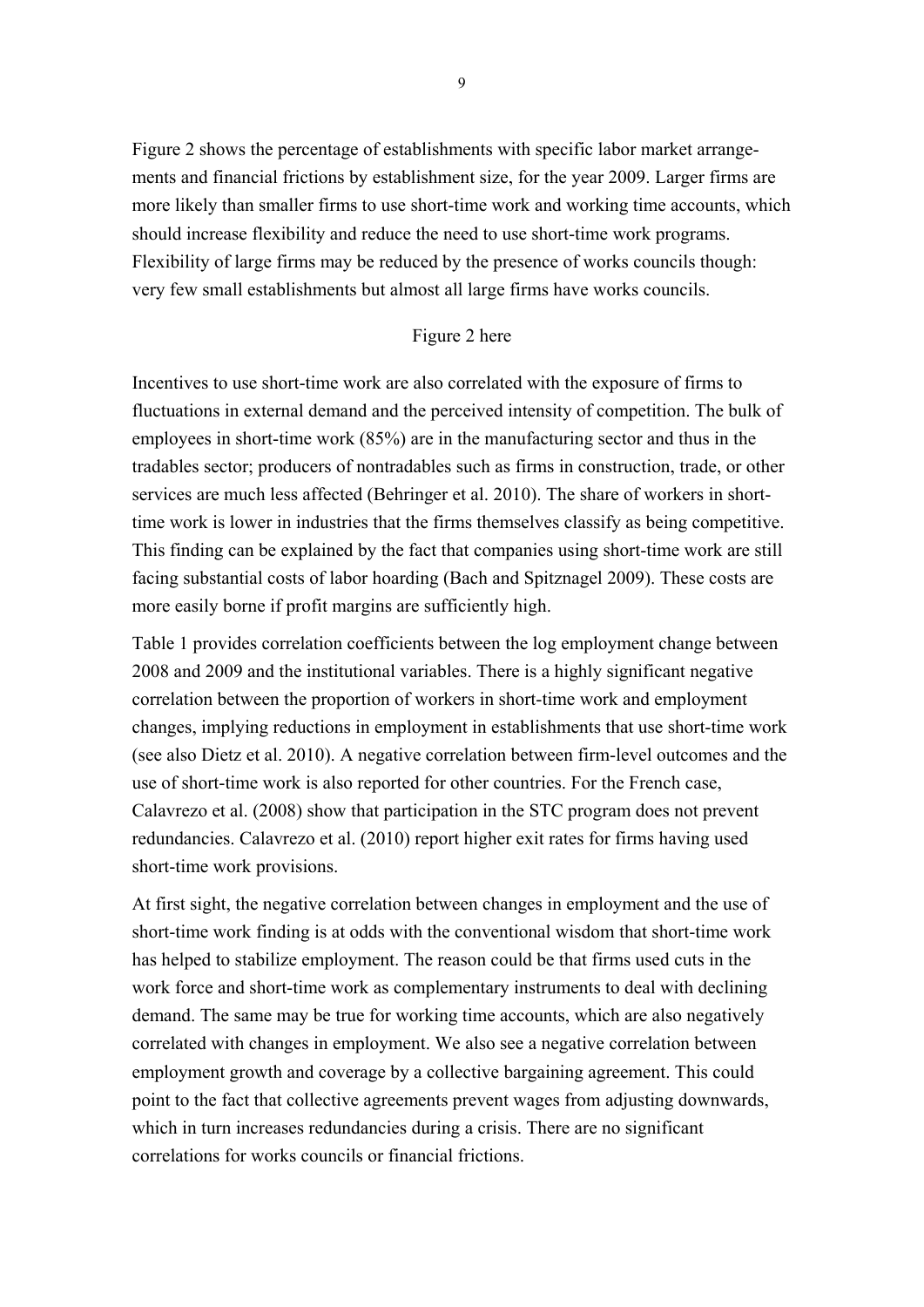Figure 2 shows the percentage of establishments with specific labor market arrangements and financial frictions by establishment size, for the year 2009. Larger firms are more likely than smaller firms to use short-time work and working time accounts, which should increase flexibility and reduce the need to use short-time work programs. Flexibility of large firms may be reduced by the presence of works councils though: very few small establishments but almost all large firms have works councils.

Figure 2 here

Incentives to use short-time work are also correlated with the exposure of firms to fluctuations in external demand and the perceived intensity of competition. The bulk of employees in short-time work (85%) are in the manufacturing sector and thus in the tradables sector; producers of nontradables such as firms in construction, trade, or other services are much less affected (Behringer et al. 2010). The share of workers in short-time work is lower in industries that the firms themselves classify as being competitive. This finding can be explained by the fact that companies using short-time work are still facing substantial costs of labor hoarding (Bach and Spitznagel 2009). These costs are more easily borne if profit margins are sufficiently high.

Table 1 provides correlation coefficients between the log employment change between 2008 and 2009 and the institutional variables. There is a highly significant negative correlation between the proportion of workers in short-time work and employment changes, implying reductions in employment in establishments that use short-time work (see also Dietz et al. 2010). A negative correlation between firm-level outcomes and the use of short-time work is also reported for other countries. For the French case, Calavrezo et al. (2008) show that participation in the STC program does not prevent redundancies. Calavrezo et al. (2010) report higher exit rates for firms having used short-time work provisions.

At first sight, the negative correlation between changes in employment and the use of short-time work finding is at odds with the conventional wisdom that short-time work has helped to stabilize employment. The reason could be that firms used cuts in the work force and short-time work as complementary instruments to deal with declining demand. The same may be true for working time accounts, which are also negatively correlated with changes in employment. We also see a negative correlation between employment growth and coverage by a collective bargaining agreement. This could point to the fact that collective agreements prevent wages from adjusting downwards, which in turn increases redundancies during a crisis. There are no significant correlations for works councils or financial frictions.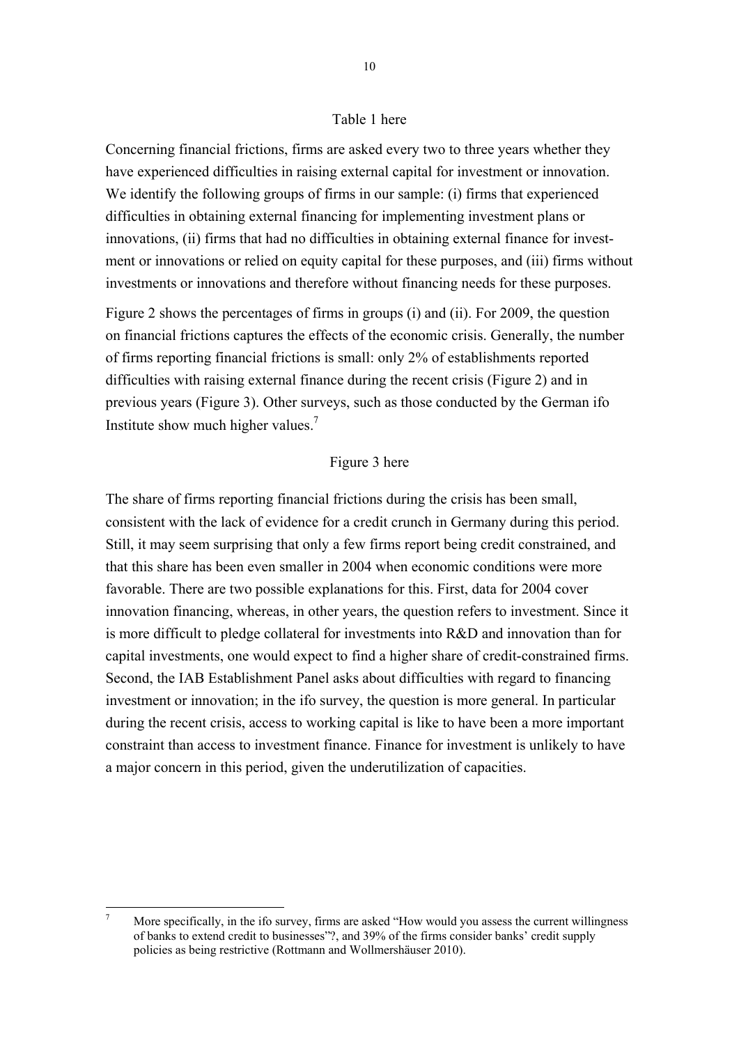Table 1 here

Concerning financial frictions, firms are asked every two to three years whether they have experienced difficulties in raising external capital for investment or innovation. We identify the following groups of firms in our sample: (i) firms that experienced difficulties in obtaining external financing for implementing investment plans or innovations, (ii) firms that had no difficulties in obtaining external finance for investment or innovations or relied on equity capital for these purposes, and (iii) firms without investments or innovations and therefore without financing needs for these purposes.

Figure 2 shows the percentages of firms in groups (i) and (ii). For 2009, the question on financial frictions captures the effects of the economic crisis. Generally, the number of firms reporting financial frictions is small: only 2% of establishments reported difficulties with raising external finance during the recent crisis (Figure 2) and in previous years (Figure 3). Other surveys, such as those conducted by the German ifo Institute show much higher values.[7]

Figure 3 here

The share of firms reporting financial frictions during the crisis has been small, consistent with the lack of evidence for a credit crunch in Germany during this period. Still, it may seem surprising that only a few firms report being credit constrained, and that this share has been even smaller in 2004 when economic conditions were more favorable. There are two possible explanations for this. First, data for 2004 cover innovation financing, whereas, in other years, the question refers to investment. Since it is more difficult to pledge collateral for investments into R&D and innovation than for capital investments, one would expect to find a higher share of credit-constrained firms. Second, the IAB Establishment Panel asks about difficulties with regard to financing investment or innovation; in the ifo survey, the question is more general. In particular during the recent crisis, access to working capital is like to have been a more important constraint than access to investment finance. Finance for investment is unlikely to have a major concern in this period, given the underutilization of capacities.

[7] More specifically, in the ifo survey, firms are asked "How would you assess the current willingness of banks to extend credit to businesses"?, and 39% of the firms consider banks' credit supply policies as being restrictive (Rottmann and Wollmershäuser 2010).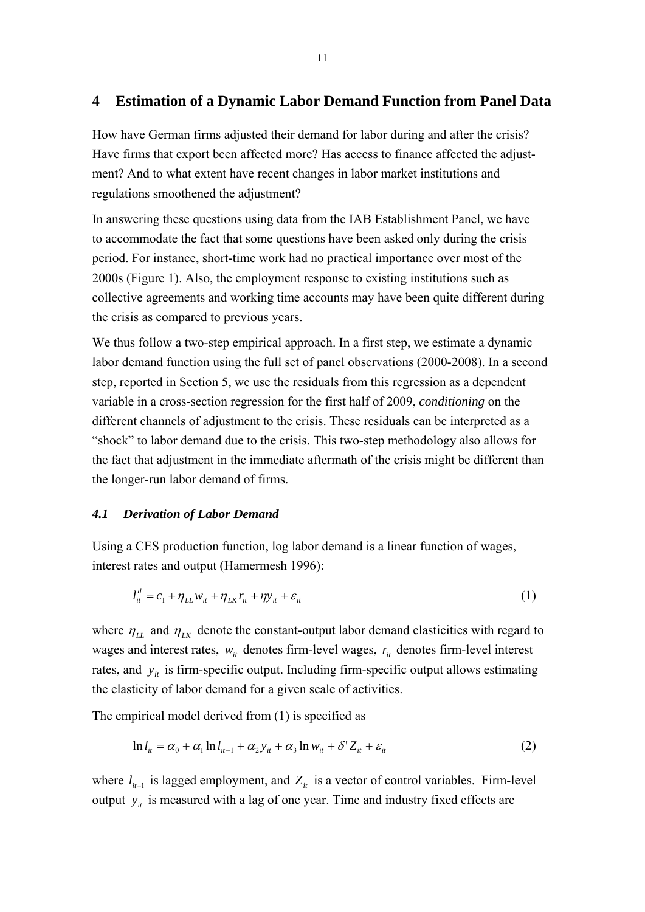## 4 Estimation of a Dynamic Labor Demand Function from Panel Data

How have German firms adjusted their demand for labor during and after the crisis? Have firms that export been affected more? Has access to finance affected the adjustment? And to what extent have recent changes in labor market institutions and regulations smoothened the adjustment?

In answering these questions using data from the IAB Establishment Panel, we have to accommodate the fact that some questions have been asked only during the crisis period. For instance, short-time work had no practical importance over most of the 2000s (Figure 1). Also, the employment response to existing institutions such as collective agreements and working time accounts may have been quite different during the crisis as compared to previous years.

We thus follow a two-step empirical approach. In a first step, we estimate a dynamic labor demand function using the full set of panel observations (2000-2008). In a second step, reported in Section 5, we use the residuals from this regression as a dependent variable in a cross-section regression for the first half of 2009, *conditioning* on the different channels of adjustment to the crisis. These residuals can be interpreted as a "shock" to labor demand due to the crisis. This two-step methodology also allows for the fact that adjustment in the immediate aftermath of the crisis might be different than the longer-run labor demand of firms.

### *4.1 Derivation of Labor Demand*

Using a CES production function, log labor demand is a linear function of wages, interest rates and output (Hamermesh 1996):

$$l_{it}^{d} = c_1 + \eta_{LL} w_{it} + \eta_{LK} r_{it} + \eta y_{it} + \varepsilon_{it} \tag{1}$$

where $\eta_{LL}$ and $\eta_{LK}$ denote the constant-output labor demand elasticities with regard to wages and interest rates, $w_{it}$ denotes firm-level wages, $r_{it}$ denotes firm-level interest rates, and $y_{it}$ is firm-specific output. Including firm-specific output allows estimating the elasticity of labor demand for a given scale of activities.

The empirical model derived from (1) is specified as

$$\ln l_{it} = \alpha_0 + \alpha_1 \ln l_{it-1} + \alpha_2 y_{it} + \alpha_3 \ln w_{it} + \delta' Z_{it} + \varepsilon_{it} \tag{2}$$

where $l_{it-1}$ is lagged employment, and $Z_{it}$ is a vector of control variables. Firm-level output $y_{it}$ is measured with a lag of one year. Time and industry fixed effects are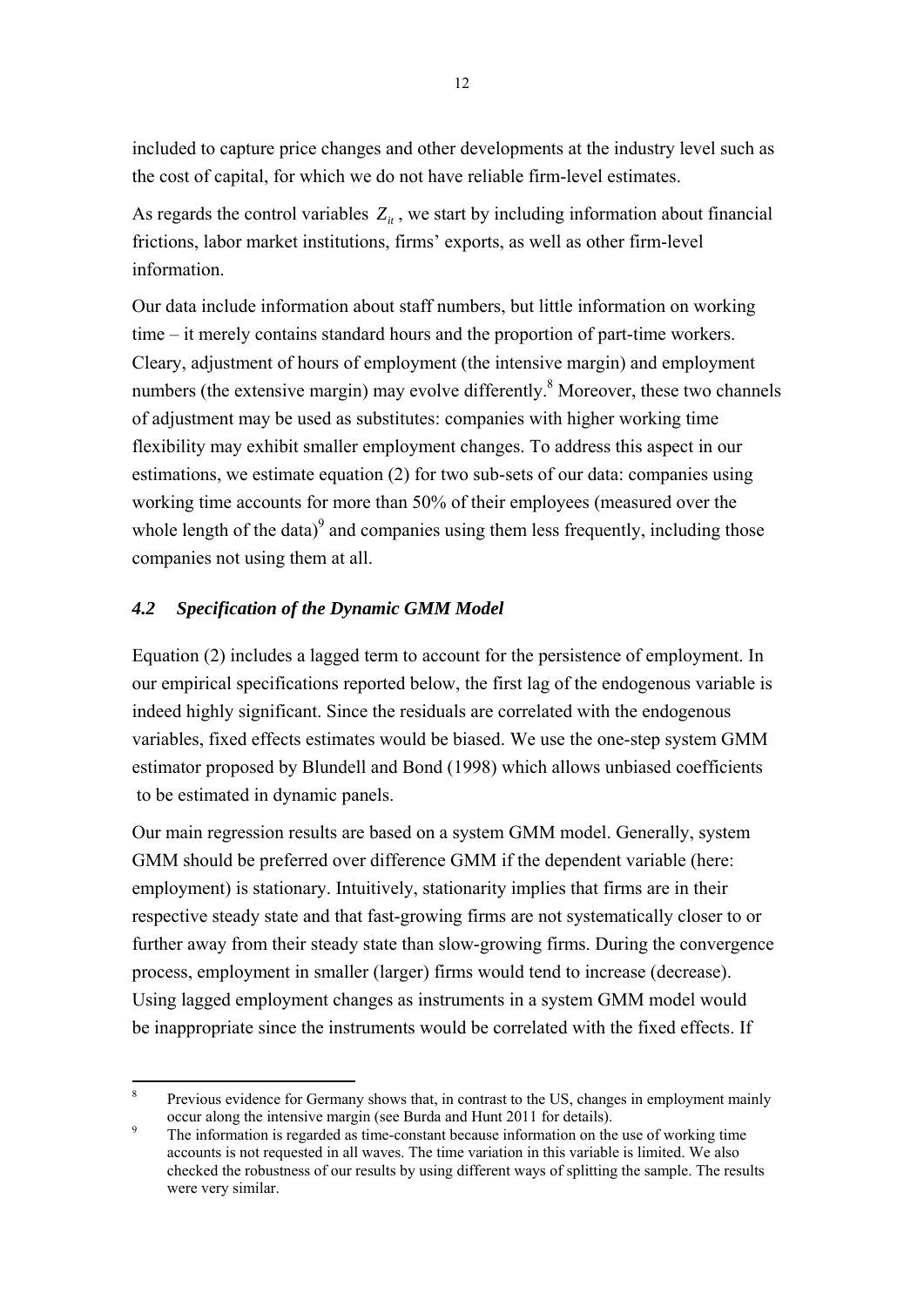included to capture price changes and other developments at the industry level such as the cost of capital, for which we do not have reliable firm-level estimates.

As regards the control variables $Z_{it}$, we start by including information about financial frictions, labor market institutions, firms' exports, as well as other firm-level information.

Our data include information about staff numbers, but little information on working time – it merely contains standard hours and the proportion of part-time workers. Cleary, adjustment of hours of employment (the intensive margin) and employment numbers (the extensive margin) may evolve differently.[8] Moreover, these two channels of adjustment may be used as substitutes: companies with higher working time flexibility may exhibit smaller employment changes. To address this aspect in our estimations, we estimate equation (2) for two sub-sets of our data: companies using working time accounts for more than 50% of their employees (measured over the whole length of the data)[9] and companies using them less frequently, including those companies not using them at all.

### *4.2 Specification of the Dynamic GMM Model*

Equation (2) includes a lagged term to account for the persistence of employment. In our empirical specifications reported below, the first lag of the endogenous variable is indeed highly significant. Since the residuals are correlated with the endogenous variables, fixed effects estimates would be biased. We use the one-step system GMM estimator proposed by Blundell and Bond (1998) which allows unbiased coefficients to be estimated in dynamic panels.

Our main regression results are based on a system GMM model. Generally, system GMM should be preferred over difference GMM if the dependent variable (here: employment) is stationary. Intuitively, stationarity implies that firms are in their respective steady state and that fast-growing firms are not systematically closer to or further away from their steady state than slow-growing firms. During the convergence process, employment in smaller (larger) firms would tend to increase (decrease). Using lagged employment changes as instruments in a system GMM model would be inappropriate since the instruments would be correlated with the fixed effects. If

---

[8] Previous evidence for Germany shows that, in contrast to the US, changes in employment mainly occur along the intensive margin (see Burda and Hunt 2011 for details).

[9] The information is regarded as time-constant because information on the use of working time accounts is not requested in all waves. The time variation in this variable is limited. We also checked the robustness of our results by using different ways of splitting the sample. The results were very similar.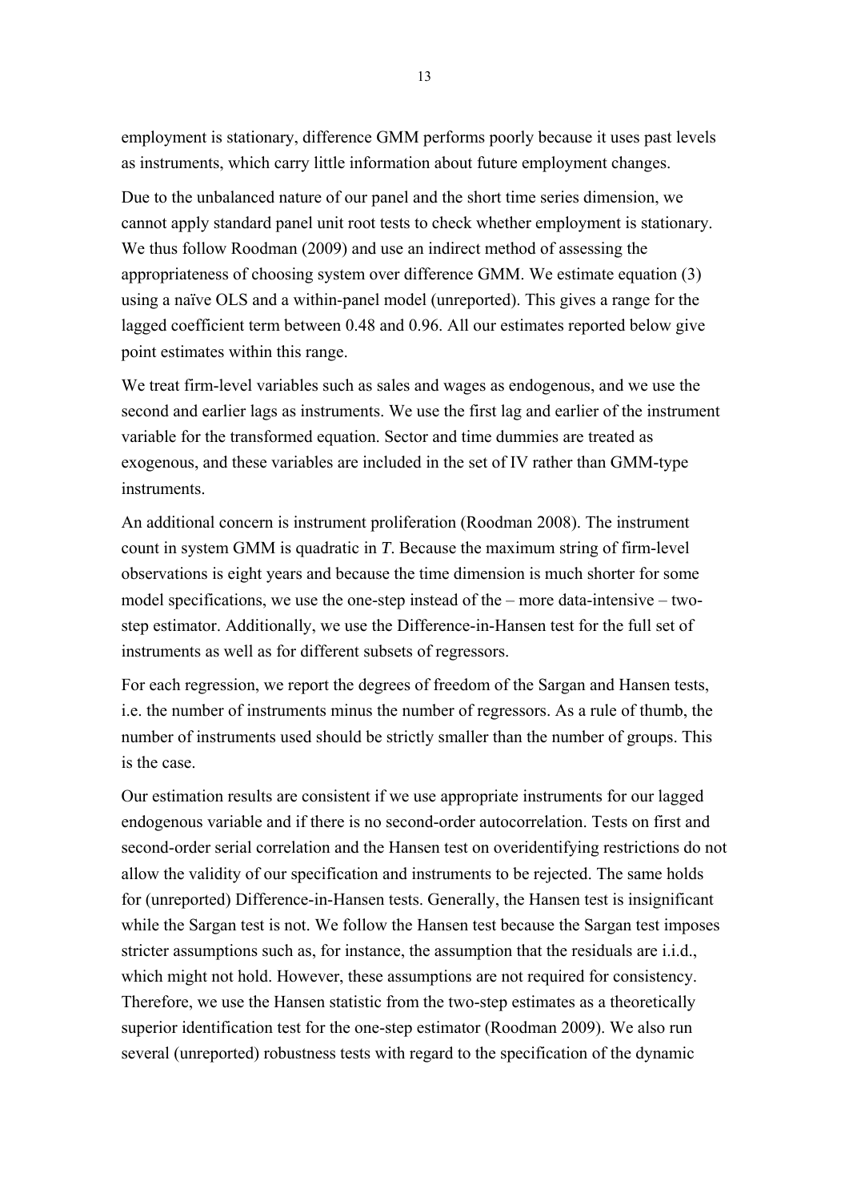employment is stationary, difference GMM performs poorly because it uses past levels as instruments, which carry little information about future employment changes.

Due to the unbalanced nature of our panel and the short time series dimension, we cannot apply standard panel unit root tests to check whether employment is stationary. We thus follow Roodman (2009) and use an indirect method of assessing the appropriateness of choosing system over difference GMM. We estimate equation (3) using a naïve OLS and a within-panel model (unreported). This gives a range for the lagged coefficient term between 0.48 and 0.96. All our estimates reported below give point estimates within this range.

We treat firm-level variables such as sales and wages as endogenous, and we use the second and earlier lags as instruments. We use the first lag and earlier of the instrument variable for the transformed equation. Sector and time dummies are treated as exogenous, and these variables are included in the set of IV rather than GMM-type instruments.

An additional concern is instrument proliferation (Roodman 2008). The instrument count in system GMM is quadratic in $T$. Because the maximum string of firm-level observations is eight years and because the time dimension is much shorter for some model specifications, we use the one-step instead of the – more data-intensive – two-step estimator. Additionally, we use the Difference-in-Hansen test for the full set of instruments as well as for different subsets of regressors.

For each regression, we report the degrees of freedom of the Sargan and Hansen tests, i.e. the number of instruments minus the number of regressors. As a rule of thumb, the number of instruments used should be strictly smaller than the number of groups. This is the case.

Our estimation results are consistent if we use appropriate instruments for our lagged endogenous variable and if there is no second-order autocorrelation. Tests on first and second-order serial correlation and the Hansen test on overidentifying restrictions do not allow the validity of our specification and instruments to be rejected. The same holds for (unreported) Difference-in-Hansen tests. Generally, the Hansen test is insignificant while the Sargan test is not. We follow the Hansen test because the Sargan test imposes stricter assumptions such as, for instance, the assumption that the residuals are i.i.d., which might not hold. However, these assumptions are not required for consistency. Therefore, we use the Hansen statistic from the two-step estimates as a theoretically superior identification test for the one-step estimator (Roodman 2009). We also run several (unreported) robustness tests with regard to the specification of the dynamic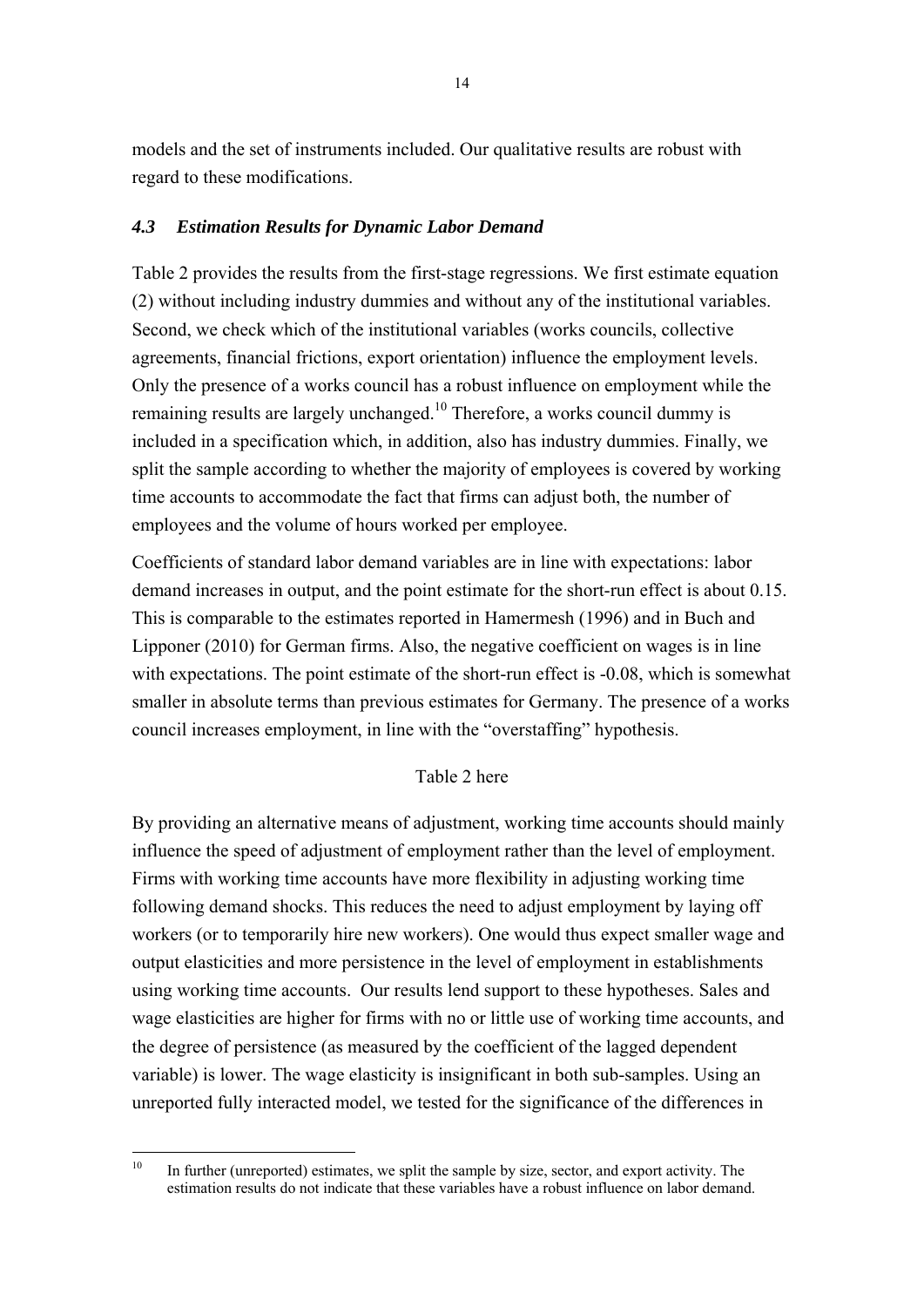models and the set of instruments included. Our qualitative results are robust with regard to these modifications.

### *4.3 Estimation Results for Dynamic Labor Demand*

Table 2 provides the results from the first-stage regressions. We first estimate equation (2) without including industry dummies and without any of the institutional variables. Second, we check which of the institutional variables (works councils, collective agreements, financial frictions, export orientation) influence the employment levels. Only the presence of a works council has a robust influence on employment while the remaining results are largely unchanged.[10] Therefore, a works council dummy is included in a specification which, in addition, also has industry dummies. Finally, we split the sample according to whether the majority of employees is covered by working time accounts to accommodate the fact that firms can adjust both, the number of employees and the volume of hours worked per employee.

Coefficients of standard labor demand variables are in line with expectations: labor demand increases in output, and the point estimate for the short-run effect is about 0.15. This is comparable to the estimates reported in Hamermesh (1996) and in Buch and Lipponer (2010) for German firms. Also, the negative coefficient on wages is in line with expectations. The point estimate of the short-run effect is -0.08, which is somewhat smaller in absolute terms than previous estimates for Germany. The presence of a works council increases employment, in line with the "overstaffing" hypothesis.

Table 2 here

By providing an alternative means of adjustment, working time accounts should mainly influence the speed of adjustment of employment rather than the level of employment. Firms with working time accounts have more flexibility in adjusting working time following demand shocks. This reduces the need to adjust employment by laying off workers (or to temporarily hire new workers). One would thus expect smaller wage and output elasticities and more persistence in the level of employment in establishments using working time accounts. Our results lend support to these hypotheses. Sales and wage elasticities are higher for firms with no or little use of working time accounts, and the degree of persistence (as measured by the coefficient of the lagged dependent variable) is lower. The wage elasticity is insignificant in both sub-samples. Using an unreported fully interacted model, we tested for the significance of the differences in

---

[10] In further (unreported) estimates, we split the sample by size, sector, and export activity. The estimation results do not indicate that these variables have a robust influence on labor demand.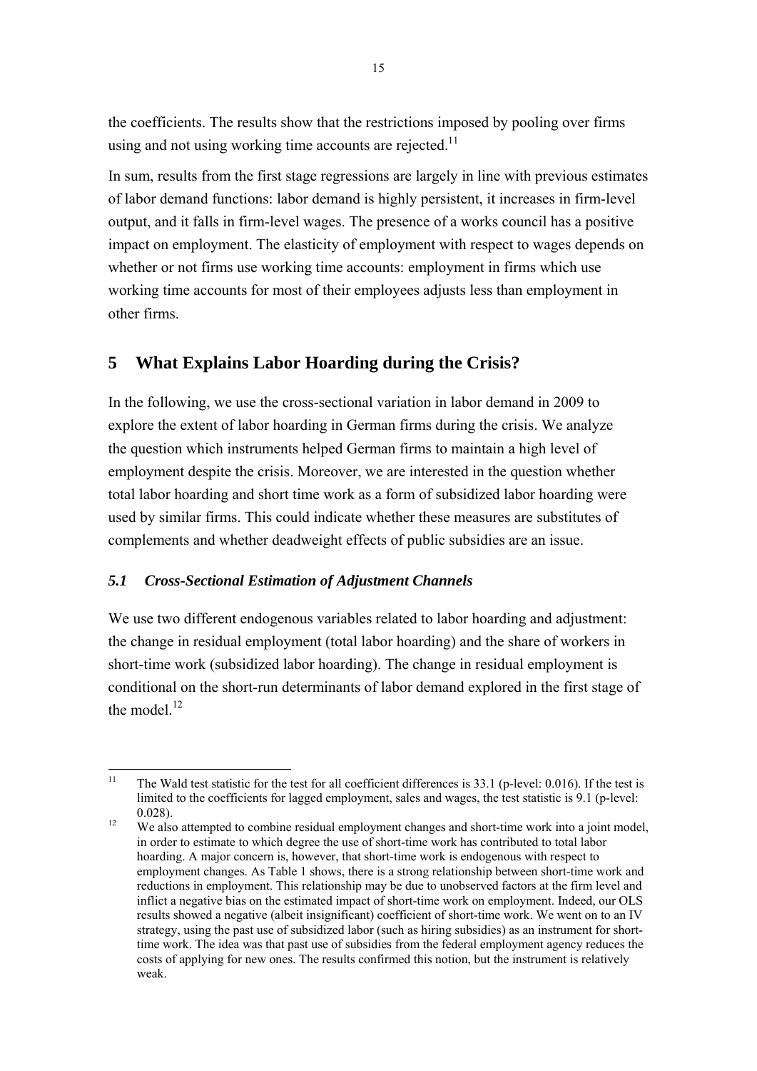the coefficients. The results show that the restrictions imposed by pooling over firms using and not using working time accounts are rejected.[11]

In sum, results from the first stage regressions are largely in line with previous estimates of labor demand functions: labor demand is highly persistent, it increases in firm-level output, and it falls in firm-level wages. The presence of a works council has a positive impact on employment. The elasticity of employment with respect to wages depends on whether or not firms use working time accounts: employment in firms which use working time accounts for most of their employees adjusts less than employment in other firms.

## 5 What Explains Labor Hoarding during the Crisis?

In the following, we use the cross-sectional variation in labor demand in 2009 to explore the extent of labor hoarding in German firms during the crisis. We analyze the question which instruments helped German firms to maintain a high level of employment despite the crisis. Moreover, we are interested in the question whether total labor hoarding and short time work as a form of subsidized labor hoarding were used by similar firms. This could indicate whether these measures are substitutes of complements and whether deadweight effects of public subsidies are an issue.

### *5.1 Cross-Sectional Estimation of Adjustment Channels*

We use two different endogenous variables related to labor hoarding and adjustment: the change in residual employment (total labor hoarding) and the share of workers in short-time work (subsidized labor hoarding). The change in residual employment is conditional on the short-run determinants of labor demand explored in the first stage of the model.[12]

---

[11] The Wald test statistic for the test for all coefficient differences is 33.1 (p-level: 0.016). If the test is limited to the coefficients for lagged employment, sales and wages, the test statistic is 9.1 (p-level: 0.028).

[12] We also attempted to combine residual employment changes and short-time work into a joint model, in order to estimate to which degree the use of short-time work has contributed to total labor hoarding. A major concern is, however, that short-time work is endogenous with respect to employment changes. As Table 1 shows, there is a strong relationship between short-time work and reductions in employment. This relationship may be due to unobserved factors at the firm level and inflict a negative bias on the estimated impact of short-time work on employment. Indeed, our OLS results showed a negative (albeit insignificant) coefficient of short-time work. We went on to an IV strategy, using the past use of subsidized labor (such as hiring subsidies) as an instrument for short-time work. The idea was that past use of subsidies from the federal employment agency reduces the costs of applying for new ones. The results confirmed this notion, but the instrument is relatively weak.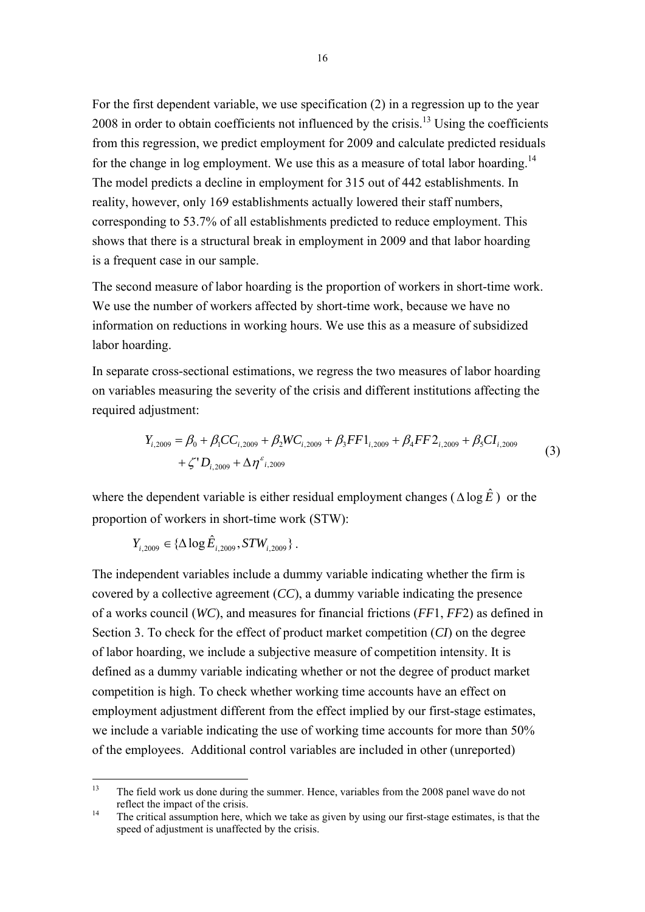For the first dependent variable, we use specification (2) in a regression up to the year 2008 in order to obtain coefficients not influenced by the crisis.[13] Using the coefficients from this regression, we predict employment for 2009 and calculate predicted residuals for the change in log employment. We use this as a measure of total labor hoarding.[14] The model predicts a decline in employment for 315 out of 442 establishments. In reality, however, only 169 establishments actually lowered their staff numbers, corresponding to 53.7% of all establishments predicted to reduce employment. This shows that there is a structural break in employment in 2009 and that labor hoarding is a frequent case in our sample.

The second measure of labor hoarding is the proportion of workers in short-time work. We use the number of workers affected by short-time work, because we have no information on reductions in working hours. We use this as a measure of subsidized labor hoarding.

In separate cross-sectional estimations, we regress the two measures of labor hoarding on variables measuring the severity of the crisis and different institutions affecting the required adjustment:

$$
\begin{aligned}
Y_{i,2009} = \beta_0 + \beta_1 CC_{i,2009} + \beta_2 WC_{i,2009} + \beta_3 FF1_{i,2009} + \beta_4 FF2_{i,2009} + \beta_5 CI_{i,2009} \\
+ \zeta' D_{i,2009} + \Delta \eta^{\varepsilon}{}_{i,2009}
\end{aligned}
\tag{3}
$$

where the dependent variable is either residual employment changes ($\Delta \log \hat{E}$) or the proportion of workers in short-time work (STW):

$$Y_{i,2009} \in \{\Delta \log \hat{E}_{i,2009}, STW_{i,2009}\}.$$

The independent variables include a dummy variable indicating whether the firm is covered by a collective agreement (*CC*), a dummy variable indicating the presence of a works council (*WC*), and measures for financial frictions (*FF*1, *FF*2) as defined in Section 3. To check for the effect of product market competition (*CI*) on the degree of labor hoarding, we include a subjective measure of competition intensity. It is defined as a dummy variable indicating whether or not the degree of product market competition is high. To check whether working time accounts have an effect on employment adjustment different from the effect implied by our first-stage estimates, we include a variable indicating the use of working time accounts for more than 50% of the employees. Additional control variables are included in other (unreported)

---

[13] The field work us done during the summer. Hence, variables from the 2008 panel wave do not reflect the impact of the crisis.

[14] The critical assumption here, which we take as given by using our first-stage estimates, is that the speed of adjustment is unaffected by the crisis.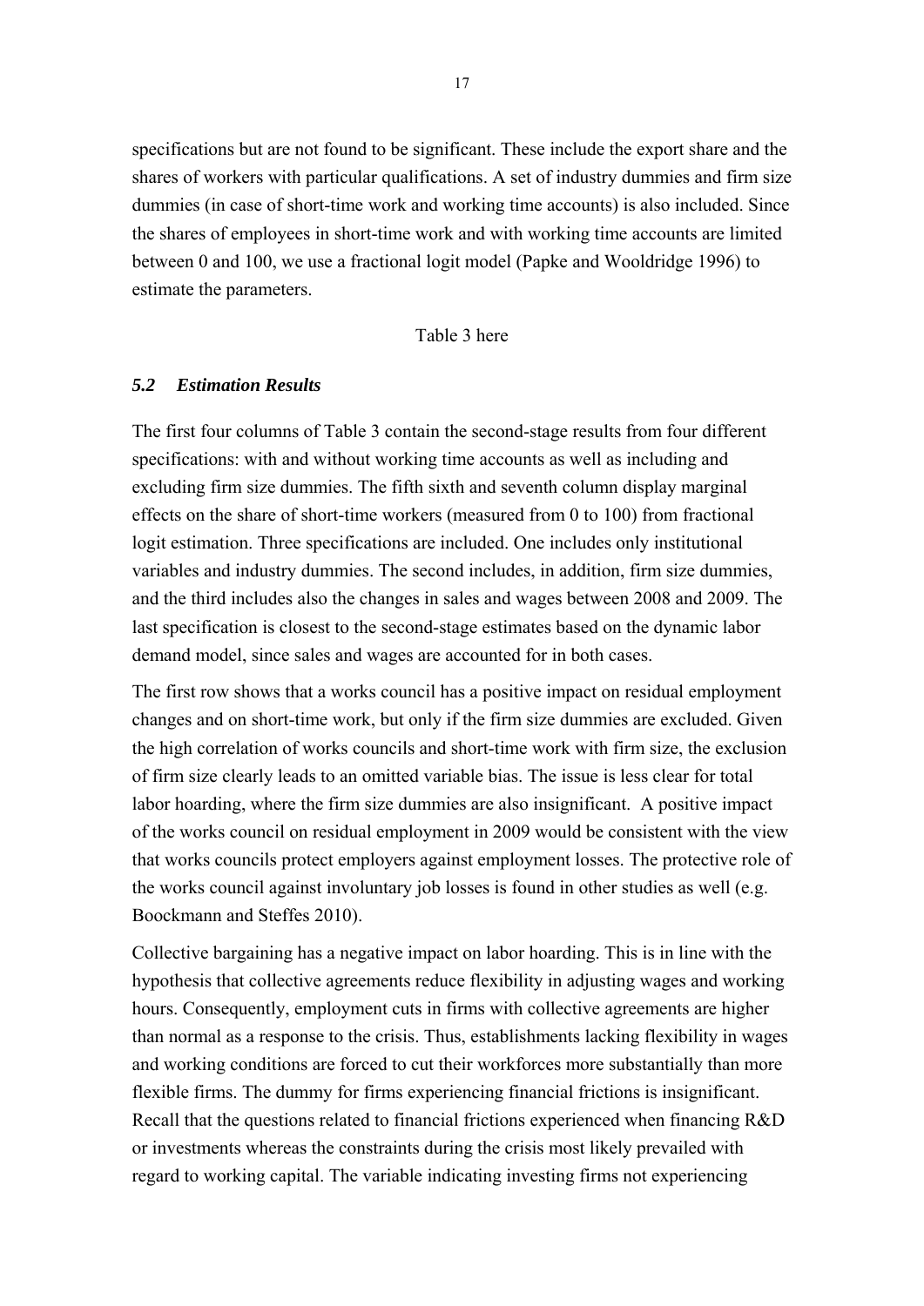specifications but are not found to be significant. These include the export share and the shares of workers with particular qualifications. A set of industry dummies and firm size dummies (in case of short-time work and working time accounts) is also included. Since the shares of employees in short-time work and with working time accounts are limited between 0 and 100, we use a fractional logit model (Papke and Wooldridge 1996) to estimate the parameters.

Table 3 here

### *5.2 Estimation Results*

The first four columns of Table 3 contain the second-stage results from four different specifications: with and without working time accounts as well as including and excluding firm size dummies. The fifth sixth and seventh column display marginal effects on the share of short-time workers (measured from 0 to 100) from fractional logit estimation. Three specifications are included. One includes only institutional variables and industry dummies. The second includes, in addition, firm size dummies, and the third includes also the changes in sales and wages between 2008 and 2009. The last specification is closest to the second-stage estimates based on the dynamic labor demand model, since sales and wages are accounted for in both cases.

The first row shows that a works council has a positive impact on residual employment changes and on short-time work, but only if the firm size dummies are excluded. Given the high correlation of works councils and short-time work with firm size, the exclusion of firm size clearly leads to an omitted variable bias. The issue is less clear for total labor hoarding, where the firm size dummies are also insignificant. A positive impact of the works council on residual employment in 2009 would be consistent with the view that works councils protect employers against employment losses. The protective role of the works council against involuntary job losses is found in other studies as well (e.g. Boockmann and Steffes 2010).

Collective bargaining has a negative impact on labor hoarding. This is in line with the hypothesis that collective agreements reduce flexibility in adjusting wages and working hours. Consequently, employment cuts in firms with collective agreements are higher than normal as a response to the crisis. Thus, establishments lacking flexibility in wages and working conditions are forced to cut their workforces more substantially than more flexible firms. The dummy for firms experiencing financial frictions is insignificant. Recall that the questions related to financial frictions experienced when financing R&D or investments whereas the constraints during the crisis most likely prevailed with regard to working capital. The variable indicating investing firms not experiencing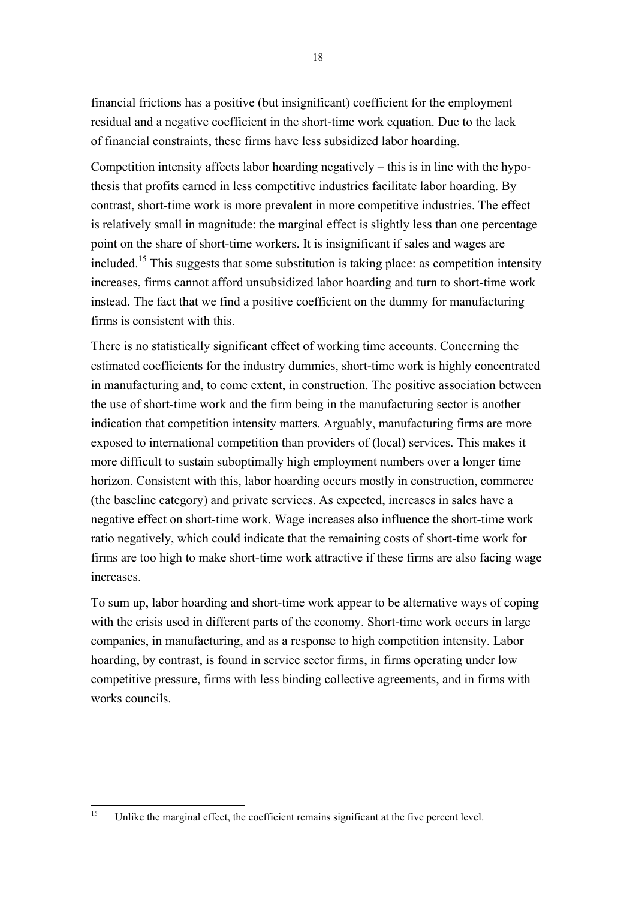financial frictions has a positive (but insignificant) coefficient for the employment residual and a negative coefficient in the short-time work equation. Due to the lack of financial constraints, these firms have less subsidized labor hoarding.

Competition intensity affects labor hoarding negatively – this is in line with the hypothesis that profits earned in less competitive industries facilitate labor hoarding. By contrast, short-time work is more prevalent in more competitive industries. The effect is relatively small in magnitude: the marginal effect is slightly less than one percentage point on the share of short-time workers. It is insignificant if sales and wages are included.[15] This suggests that some substitution is taking place: as competition intensity increases, firms cannot afford unsubsidized labor hoarding and turn to short-time work instead. The fact that we find a positive coefficient on the dummy for manufacturing firms is consistent with this.

There is no statistically significant effect of working time accounts. Concerning the estimated coefficients for the industry dummies, short-time work is highly concentrated in manufacturing and, to come extent, in construction. The positive association between the use of short-time work and the firm being in the manufacturing sector is another indication that competition intensity matters. Arguably, manufacturing firms are more exposed to international competition than providers of (local) services. This makes it more difficult to sustain suboptimally high employment numbers over a longer time horizon. Consistent with this, labor hoarding occurs mostly in construction, commerce (the baseline category) and private services. As expected, increases in sales have a negative effect on short-time work. Wage increases also influence the short-time work ratio negatively, which could indicate that the remaining costs of short-time work for firms are too high to make short-time work attractive if these firms are also facing wage increases.

To sum up, labor hoarding and short-time work appear to be alternative ways of coping with the crisis used in different parts of the economy. Short-time work occurs in large companies, in manufacturing, and as a response to high competition intensity. Labor hoarding, by contrast, is found in service sector firms, in firms operating under low competitive pressure, firms with less binding collective agreements, and in firms with works councils.

---

[15] Unlike the marginal effect, the coefficient remains significant at the five percent level.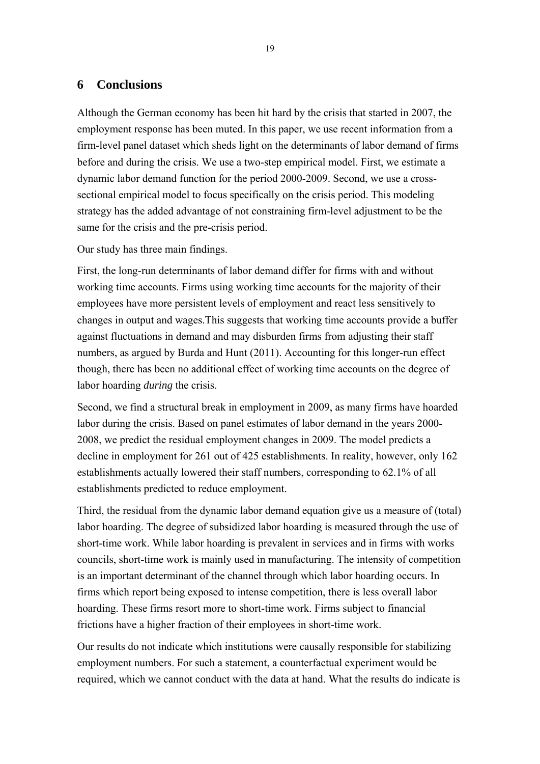## 6 Conclusions

Although the German economy has been hit hard by the crisis that started in 2007, the employment response has been muted. In this paper, we use recent information from a firm-level panel dataset which sheds light on the determinants of labor demand of firms before and during the crisis. We use a two-step empirical model. First, we estimate a dynamic labor demand function for the period 2000-2009. Second, we use a cross-sectional empirical model to focus specifically on the crisis period. This modeling strategy has the added advantage of not constraining firm-level adjustment to be the same for the crisis and the pre-crisis period.

Our study has three main findings.

First, the long-run determinants of labor demand differ for firms with and without working time accounts. Firms using working time accounts for the majority of their employees have more persistent levels of employment and react less sensitively to changes in output and wages.This suggests that working time accounts provide a buffer against fluctuations in demand and may disburden firms from adjusting their staff numbers, as argued by Burda and Hunt (2011). Accounting for this longer-run effect though, there has been no additional effect of working time accounts on the degree of labor hoarding *during* the crisis.

Second, we find a structural break in employment in 2009, as many firms have hoarded labor during the crisis. Based on panel estimates of labor demand in the years 2000-2008, we predict the residual employment changes in 2009. The model predicts a decline in employment for 261 out of 425 establishments. In reality, however, only 162 establishments actually lowered their staff numbers, corresponding to 62.1% of all establishments predicted to reduce employment.

Third, the residual from the dynamic labor demand equation give us a measure of (total) labor hoarding. The degree of subsidized labor hoarding is measured through the use of short-time work. While labor hoarding is prevalent in services and in firms with works councils, short-time work is mainly used in manufacturing. The intensity of competition is an important determinant of the channel through which labor hoarding occurs. In firms which report being exposed to intense competition, there is less overall labor hoarding. These firms resort more to short-time work. Firms subject to financial frictions have a higher fraction of their employees in short-time work.

Our results do not indicate which institutions were causally responsible for stabilizing employment numbers. For such a statement, a counterfactual experiment would be required, which we cannot conduct with the data at hand. What the results do indicate is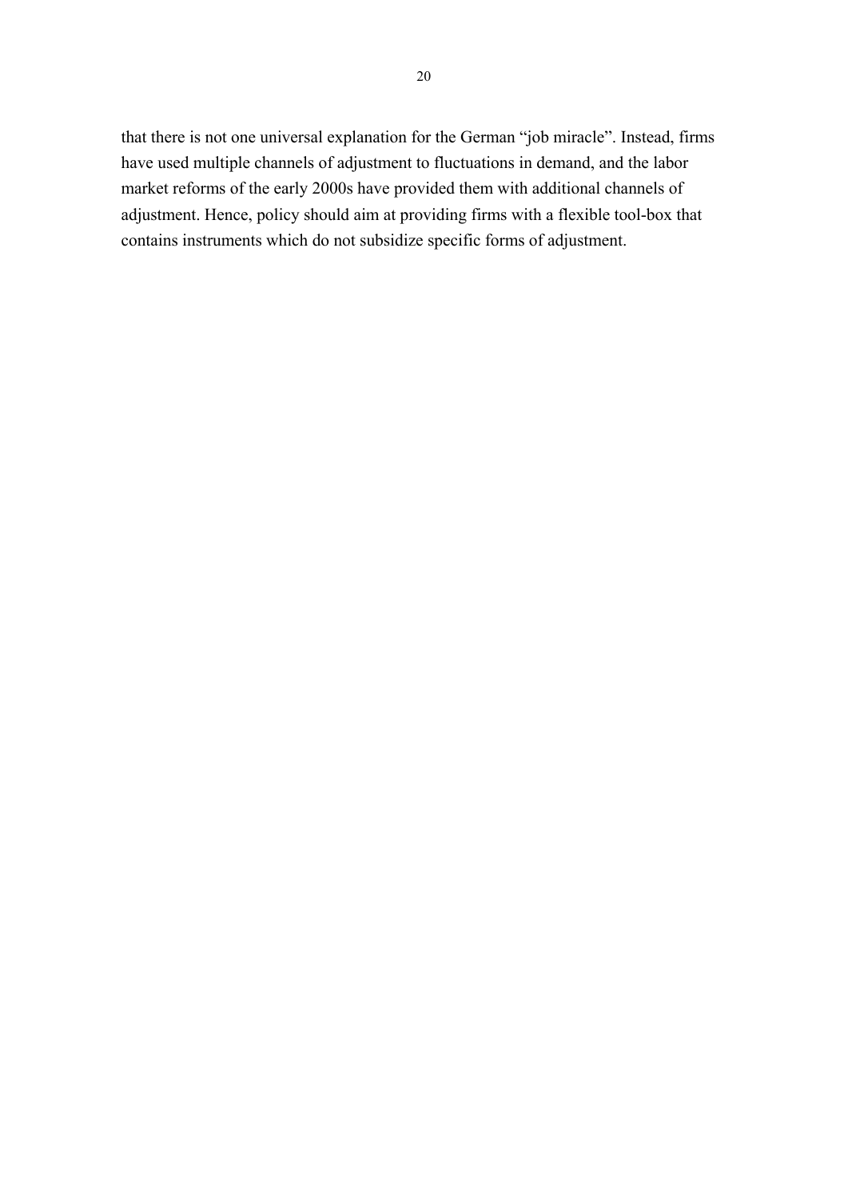that there is not one universal explanation for the German “job miracle”. Instead, firms have used multiple channels of adjustment to fluctuations in demand, and the labor market reforms of the early 2000s have provided them with additional channels of adjustment. Hence, policy should aim at providing firms with a flexible tool-box that contains instruments which do not subsidize specific forms of adjustment.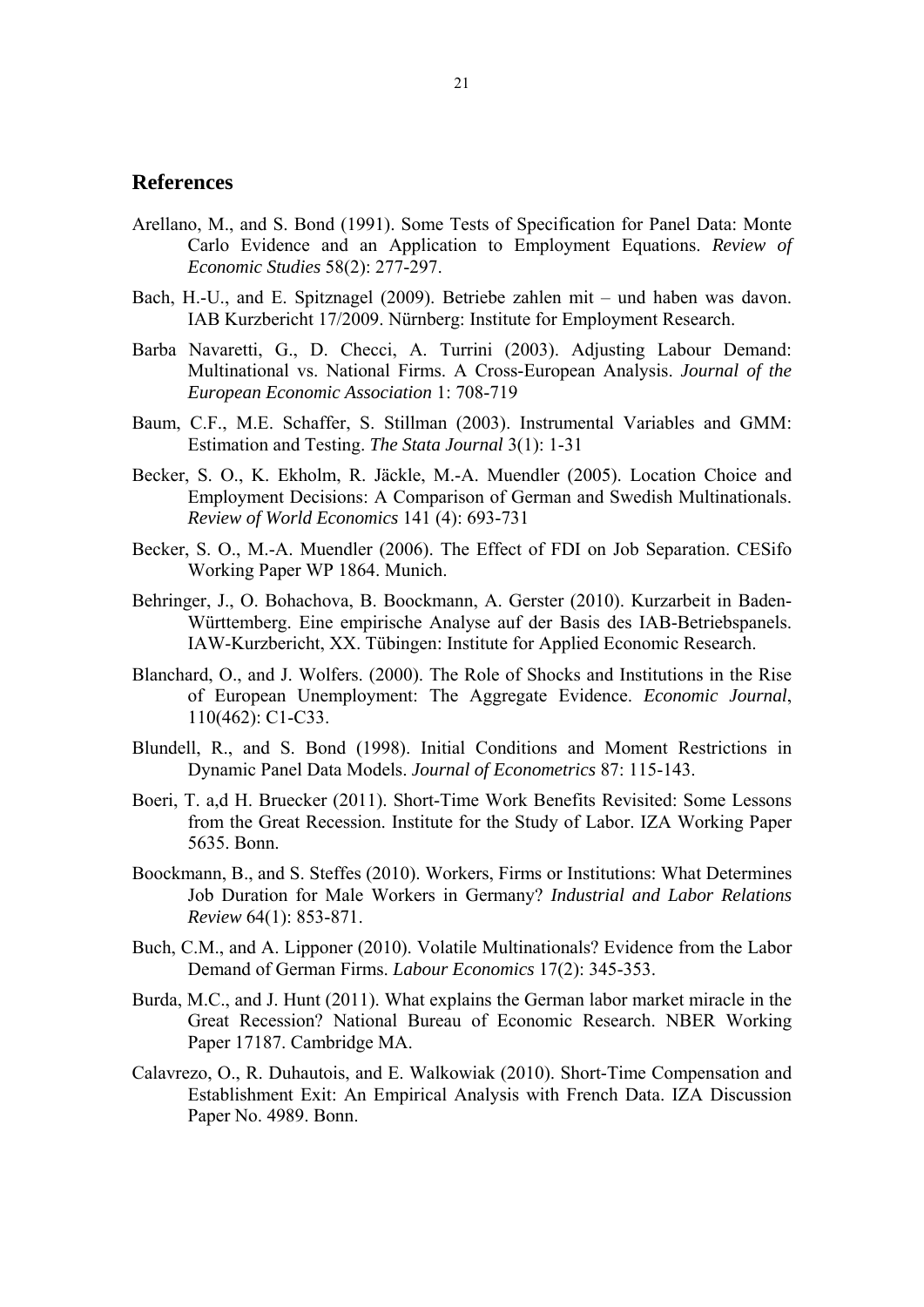## References

Arellano, M., and S. Bond (1991). Some Tests of Specification for Panel Data: Monte Carlo Evidence and an Application to Employment Equations. *Review of Economic Studies* 58(2): 277-297.

Bach, H.-U., and E. Spitznagel (2009). Betriebe zahlen mit – und haben was davon. IAB Kurzbericht 17/2009. Nürnberg: Institute for Employment Research.

Barba Navaretti, G., D. Checci, A. Turrini (2003). Adjusting Labour Demand: Multinational vs. National Firms. A Cross-European Analysis. *Journal of the European Economic Association* 1: 708-719

Baum, C.F., M.E. Schaffer, S. Stillman (2003). Instrumental Variables and GMM: Estimation and Testing. *The Stata Journal* 3(1): 1-31

Becker, S. O., K. Ekholm, R. Jäckle, M.-A. Muendler (2005). Location Choice and Employment Decisions: A Comparison of German and Swedish Multinationals. *Review of World Economics* 141 (4): 693-731

Becker, S. O., M.-A. Muendler (2006). The Effect of FDI on Job Separation. CESifo Working Paper WP 1864. Munich.

Behringer, J., O. Bohachova, B. Boockmann, A. Gerster (2010). Kurzarbeit in Baden-Württemberg. Eine empirische Analyse auf der Basis des IAB-Betriebspanels. IAW-Kurzbericht, XX. Tübingen: Institute for Applied Economic Research.

Blanchard, O., and J. Wolfers. (2000). The Role of Shocks and Institutions in the Rise of European Unemployment: The Aggregate Evidence. *Economic Journal*, 110(462): C1-C33.

Blundell, R., and S. Bond (1998). Initial Conditions and Moment Restrictions in Dynamic Panel Data Models. *Journal of Econometrics* 87: 115-143.

Boeri, T. a,d H. Bruecker (2011). Short-Time Work Benefits Revisited: Some Lessons from the Great Recession. Institute for the Study of Labor. IZA Working Paper 5635. Bonn.

Boockmann, B., and S. Steffes (2010). Workers, Firms or Institutions: What Determines Job Duration for Male Workers in Germany? *Industrial and Labor Relations Review* 64(1): 853-871.

Buch, C.M., and A. Lipponer (2010). Volatile Multinationals? Evidence from the Labor Demand of German Firms. *Labour Economics* 17(2): 345-353.

Burda, M.C., and J. Hunt (2011). What explains the German labor market miracle in the Great Recession? National Bureau of Economic Research. NBER Working Paper 17187. Cambridge MA.

Calavrezo, O., R. Duhautois, and E. Walkowiak (2010). Short-Time Compensation and Establishment Exit: An Empirical Analysis with French Data. IZA Discussion Paper No. 4989. Bonn.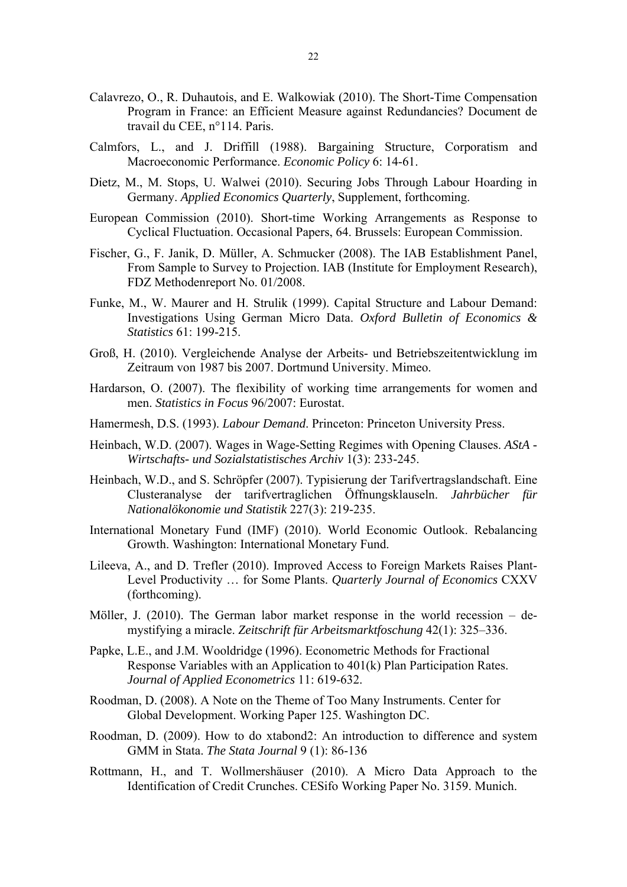Calavrezo, O., R. Duhautois, and E. Walkowiak (2010). The Short-Time Compensation Program in France: an Efficient Measure against Redundancies? Document de travail du CEE, n°114. Paris.

Calmfors, L., and J. Driffill (1988). Bargaining Structure, Corporatism and Macroeconomic Performance. *Economic Policy* 6: 14-61.

Dietz, M., M. Stops, U. Walwei (2010). Securing Jobs Through Labour Hoarding in Germany. *Applied Economics Quarterly*, Supplement, forthcoming.

European Commission (2010). Short-time Working Arrangements as Response to Cyclical Fluctuation. Occasional Papers, 64. Brussels: European Commission.

Fischer, G., F. Janik, D. Müller, A. Schmucker (2008). The IAB Establishment Panel, From Sample to Survey to Projection. IAB (Institute for Employment Research), FDZ Methodenreport No. 01/2008.

Funke, M., W. Maurer and H. Strulik (1999). Capital Structure and Labour Demand: Investigations Using German Micro Data. *Oxford Bulletin of Economics & Statistics* 61: 199-215.

Groß, H. (2010). Vergleichende Analyse der Arbeits- und Betriebszeitentwicklung im Zeitraum von 1987 bis 2007. Dortmund University. Mimeo.

Hardarson, O. (2007). The flexibility of working time arrangements for women and men. *Statistics in Focus* 96/2007: Eurostat.

Hamermesh, D.S. (1993). *Labour Demand*. Princeton: Princeton University Press.

Heinbach, W.D. (2007). Wages in Wage-Setting Regimes with Opening Clauses. *AStA - Wirtschafts- und Sozialstatistisches Archiv* 1(3): 233-245.

Heinbach, W.D., and S. Schröpfer (2007). Typisierung der Tarifvertragslandschaft. Eine Clusteranalyse der tarifvertraglichen Öffnungsklauseln. *Jahrbücher für Nationalökonomie und Statistik* 227(3): 219-235.

International Monetary Fund (IMF) (2010). World Economic Outlook. Rebalancing Growth. Washington: International Monetary Fund.

Lileeva, A., and D. Trefler (2010). Improved Access to Foreign Markets Raises Plant-Level Productivity … for Some Plants. *Quarterly Journal of Economics* CXXV (forthcoming).

Möller, J. (2010). The German labor market response in the world recession – de-mystifying a miracle. *Zeitschrift für Arbeitsmarktfoschung* 42(1): 325–336.

Papke, L.E., and J.M. Wooldridge (1996). Econometric Methods for Fractional Response Variables with an Application to 401(k) Plan Participation Rates. *Journal of Applied Econometrics* 11: 619-632.

Roodman, D. (2008). A Note on the Theme of Too Many Instruments. Center for Global Development. Working Paper 125. Washington DC.

Roodman, D. (2009). How to do xtabond2: An introduction to difference and system GMM in Stata. *The Stata Journal* 9 (1): 86-136

Rottmann, H., and T. Wollmershäuser (2010). A Micro Data Approach to the Identification of Credit Crunches. CESifo Working Paper No. 3159. Munich.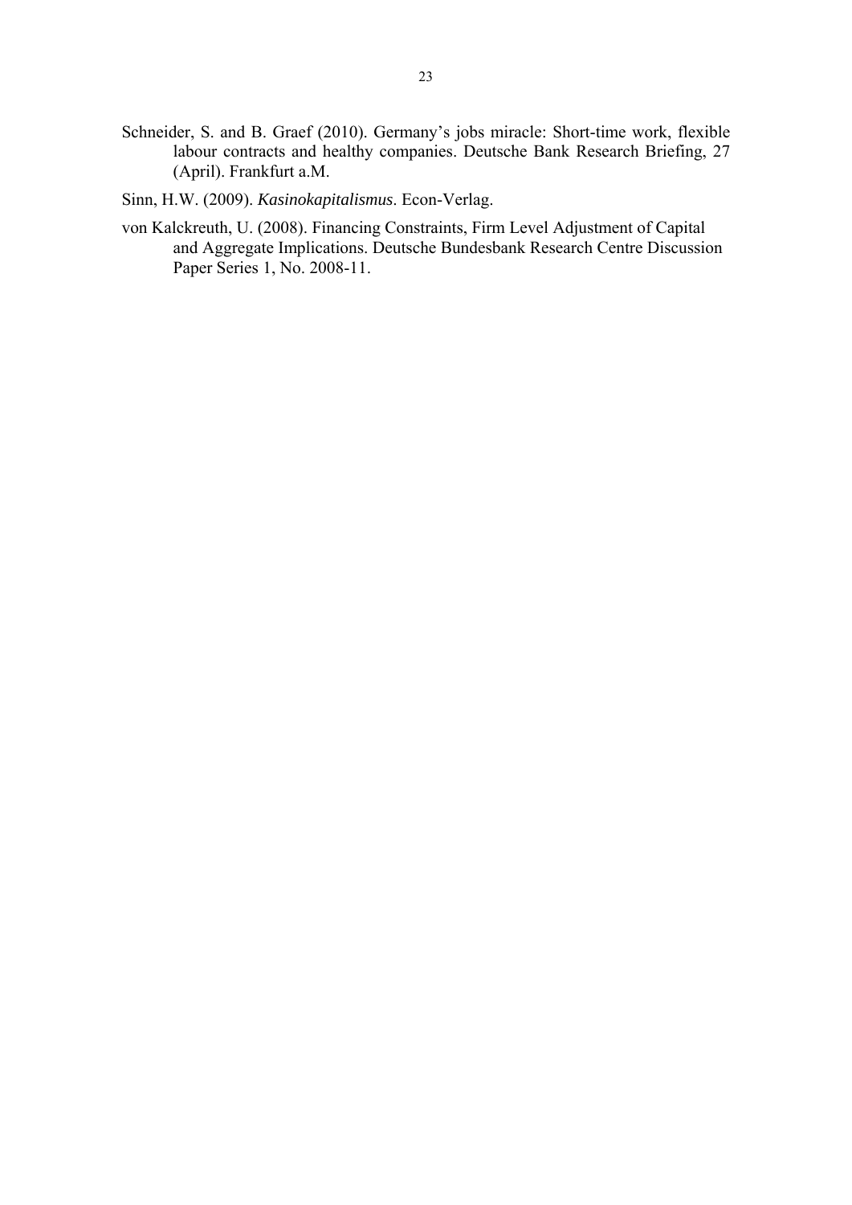Schneider, S. and B. Graef (2010). Germany’s jobs miracle: Short-time work, flexible labour contracts and healthy companies. Deutsche Bank Research Briefing, 27 (April). Frankfurt a.M.

Sinn, H.W. (2009). *Kasinokapitalismus*. Econ-Verlag.

von Kalckreuth, U. (2008). Financing Constraints, Firm Level Adjustment of Capital and Aggregate Implications. Deutsche Bundesbank Research Centre Discussion Paper Series 1, No. 2008-11.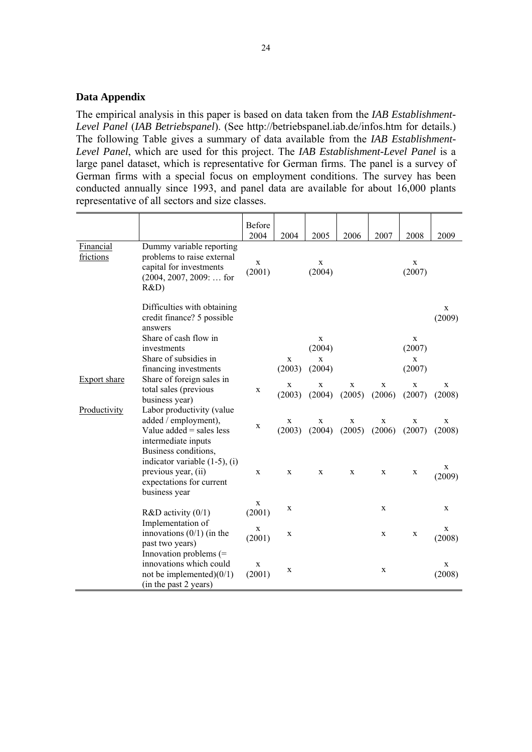## Data Appendix

The empirical analysis in this paper is based on data taken from the *IAB Establishment-Level Panel* (*IAB Betriebspanel*). (See http://betriebspanel.iab.de/infos.htm for details.) The following Table gives a summary of data available from the *IAB Establishment-Level Panel*, which are used for this project. The *IAB Establishment-Level Panel* is a large panel dataset, which is representative for German firms. The panel is a survey of German firms with a special focus on employment conditions. The survey has been conducted annually since 1993, and panel data are available for about 16,000 plants representative of all sectors and size classes.

| | | Before 2004 | 2004 | 2005 | 2006 | 2007 | 2008 | 2009 |
|---|---|---|---|---|---|---|---|---|
| Financial frictions | Dummy variable reporting problems to raise external capital for investments (2004, 2007, 2009: … for R&D) | x (2001) | | x (2004) | | | x (2007) | |
| | Difficulties with obtaining credit finance? 5 possible answers | | | | | | | x (2009) |
| | Share of cash flow in investments | | | x (2004) | | | x (2007) | |
| | Share of subsidies in financing investments | | x (2003) | x (2004) | | | x (2007) | |
| Export share | Share of foreign sales in total sales (previous business year) | x | x (2003) | x (2004) | x (2005) | x (2006) | x (2007) | x (2008) |
| Productivity | Labor productivity (value added / employment), Value added = sales less intermediate inputs | x | x (2003) | x (2004) | x (2005) | x (2006) | x (2007) | x (2008) |
| | Business conditions, indicator variable (1-5), (i) previous year, (ii) expectations for current business year | x | x | x | x | x | x | x (2009) |
| | R&D activity (0/1) | x (2001) | x | | | x | | x |
| | Implementation of innovations (0/1) (in the past two years) | x (2001) | x | | | x | x | x (2008) |
| | Innovation problems (= innovations which could not be implemented)(0/1) (in the past 2 years) | x (2001) | x | | | x | | x (2008) |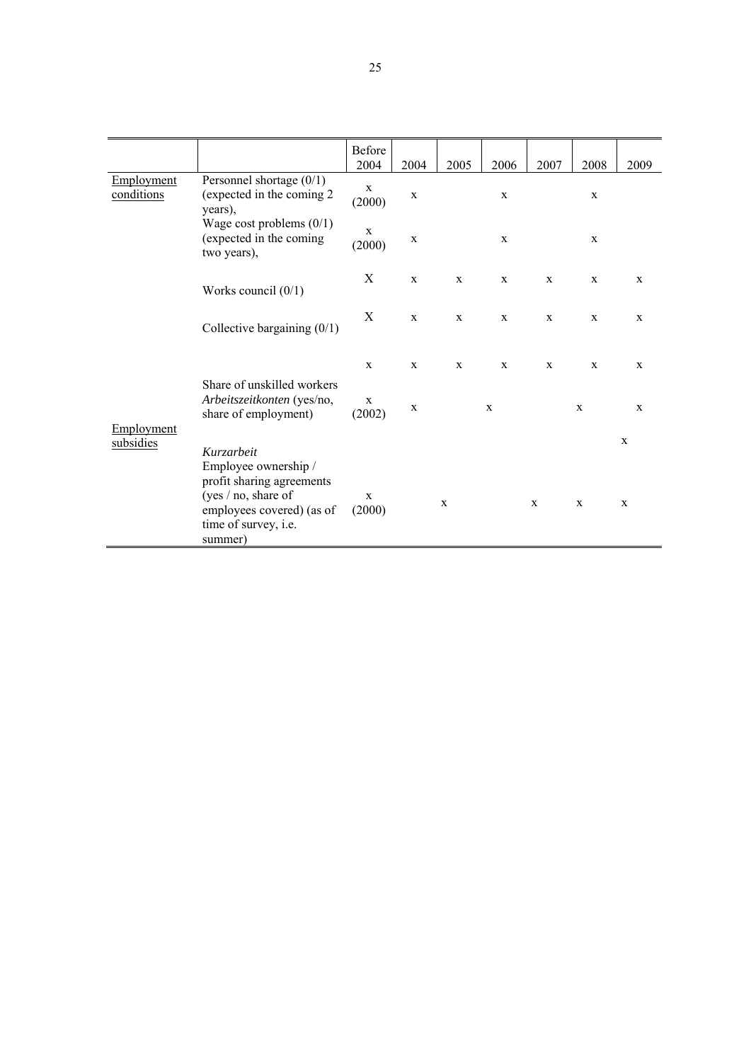| | | Before 2004 | 2004 | 2005 | 2006 | 2007 | 2008 | 2009 |
|---|---|---|---|---|---|---|---|---|
| Employment conditions | Personnel shortage (0/1) (expected in the coming 2 years), | x (2000) | x | | x | | x | |
| | Wage cost problems (0/1) (expected in the coming two years), | x (2000) | x | | x | | x | |
| | Works council (0/1) | X | x | x | x | x | x | x |
| | Collective bargaining (0/1) | X | x | x | x | x | x | x |
| | Share of unskilled workers | x | x | x | x | x | x | x |
| | *Arbeitszeitkonten* (yes/no, share of employment) | x (2002) | x | | x | | x | x |
| Employment subsidies | *Kurzarbeit* | | | | | | | x |
| | Employee ownership / profit sharing agreements (yes / no, share of employees covered) (as of time of survey, i.e. summer) | x (2000) | | x | | x | x | x |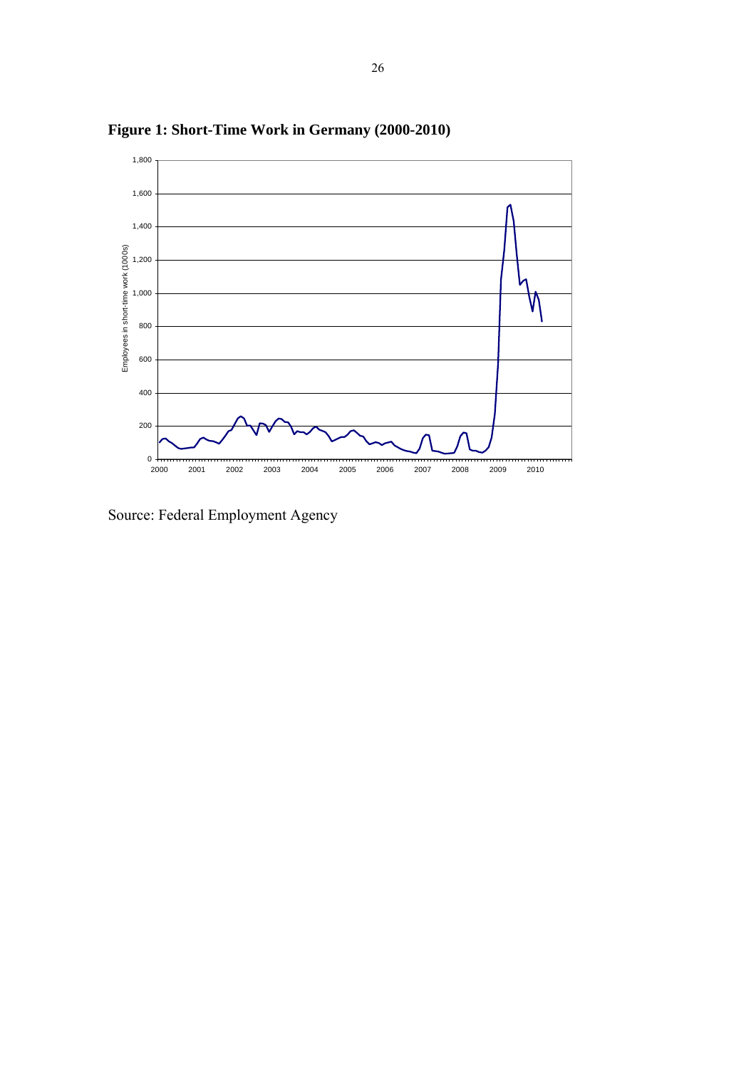**Figure 1: Short-Time Work in Germany (2000-2010)**

Source: Federal Employment Agency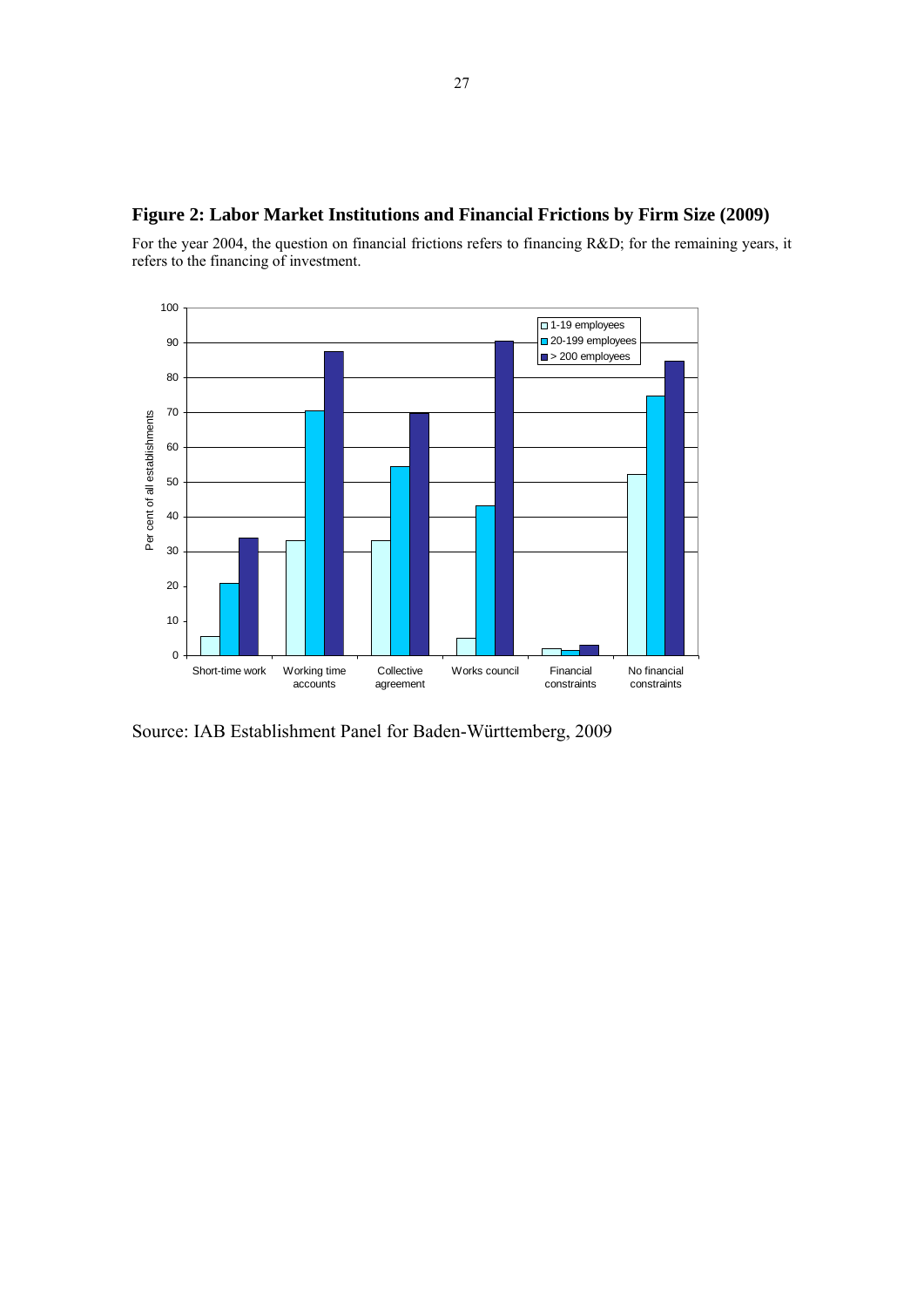**Figure 2: Labor Market Institutions and Financial Frictions by Firm Size (2009)**

For the year 2004, the question on financial frictions refers to financing R&D; for the remaining years, it refers to the financing of investment.

Source: IAB Establishment Panel for Baden-Württemberg, 2009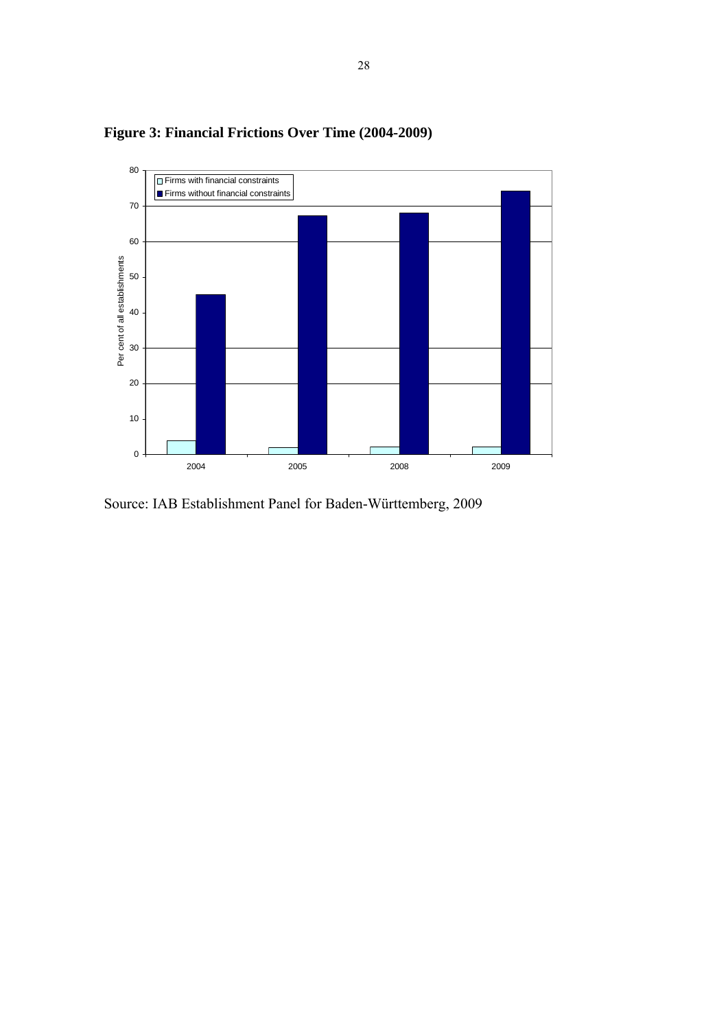**Figure 3: Financial Frictions Over Time (2004-2009)**

Source: IAB Establishment Panel for Baden-Württemberg, 2009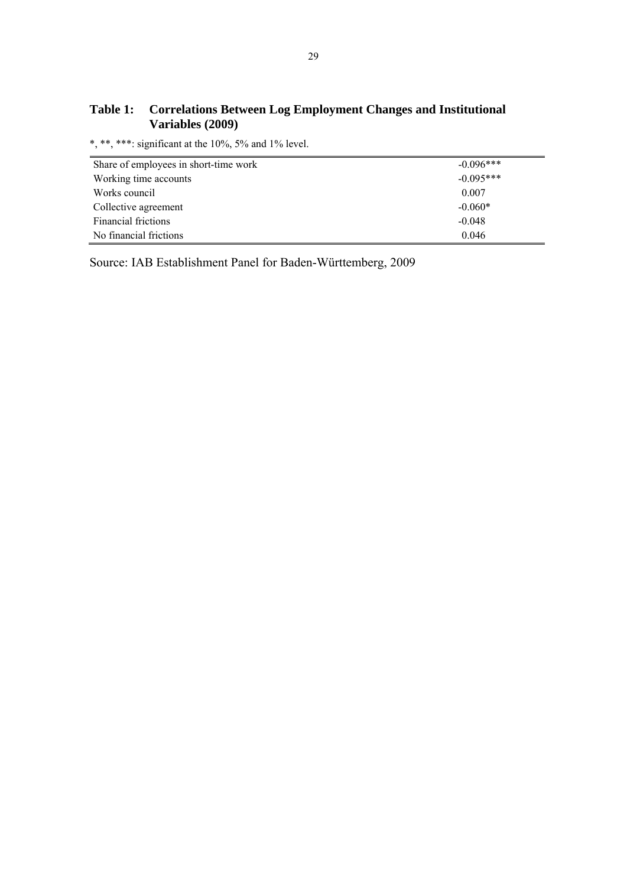**Table 1: Correlations Between Log Employment Changes and Institutional Variables (2009)**

*, **, ***: significant at the 10%, 5% and 1% level.

| | |
|---|---|
| Share of employees in short-time work | -0.096*** |
| Working time accounts | -0.095*** |
| Works council | 0.007 |
| Collective agreement | -0.060* |
| Financial frictions | -0.048 |
| No financial frictions | 0.046 |

Source: IAB Establishment Panel for Baden-Württemberg, 2009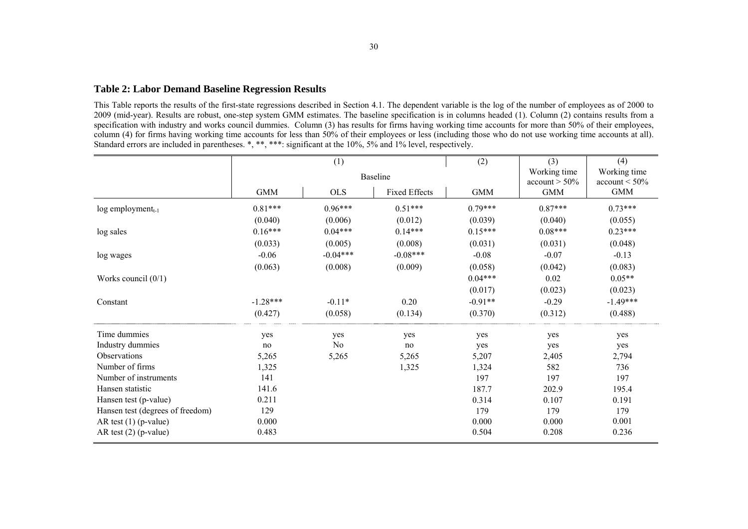## Table 2: Labor Demand Baseline Regression Results

This Table reports the results of the first-state regressions described in Section 4.1. The dependent variable is the log of the number of employees as of 2000 to 2009 (mid-year). Results are robust, one-step system GMM estimates. The baseline specification is in columns headed (1). Column (2) contains results from a specification with industry and works council dummies. Column (3) has results for firms having working time accounts for more than 50% of their employees, column (4) for firms having working time accounts for less than 50% of their employees or less (including those who do not use working time accounts at all). Standard errors are included in parentheses. *, **, ***: significant at the 10%, 5% and 1% level, respectively.

| | (1) | | | (2) | (3) | (4) |
|---|---|---|---|---|---|---|
| | Baseline | | | | Working time account > 50% | Working time account < 50% |
| | GMM | OLS | Fixed Effects | GMM | GMM | GMM |
| log employment$_{t-1}$ | 0.81*** | 0.96*** | 0.51*** | 0.79*** | 0.87*** | 0.73*** |
| | (0.040) | (0.006) | (0.012) | (0.039) | (0.040) | (0.055) |
| log sales | 0.16*** | 0.04*** | 0.14*** | 0.15*** | 0.08*** | 0.23*** |
| | (0.033) | (0.005) | (0.008) | (0.031) | (0.031) | (0.048) |
| log wages | -0.06 | -0.04*** | -0.08*** | -0.08 | -0.07 | -0.13 |
| | (0.063) | (0.008) | (0.009) | (0.058) | (0.042) | (0.083) |
| Works council (0/1) | | | | 0.04*** | 0.02 | 0.05** |
| | | | | (0.017) | (0.023) | (0.023) |
| Constant | -1.28*** | -0.11* | 0.20 | -0.91** | -0.29 | -1.49*** |
| | (0.427) | (0.058) | (0.134) | (0.370) | (0.312) | (0.488) |
| Time dummies | yes | yes | yes | yes | yes | yes |
| Industry dummies | no | No | no | yes | yes | yes |
| Observations | 5,265 | 5,265 | 5,265 | 5,207 | 2,405 | 2,794 |
| Number of firms | 1,325 | | 1,325 | 1,324 | 582 | 736 |
| Number of instruments | 141 | | | 197 | 197 | 197 |
| Hansen statistic | 141.6 | | | 187.7 | 202.9 | 195.4 |
| Hansen test (p-value) | 0.211 | | | 0.314 | 0.107 | 0.191 |
| Hansen test (degrees of freedom) | 129 | | | 179 | 179 | 179 |
| AR test (1) (p-value) | 0.000 | | | 0.000 | 0.000 | 0.001 |
| AR test (2) (p-value) | 0.483 | | | 0.504 | 0.208 | 0.236 |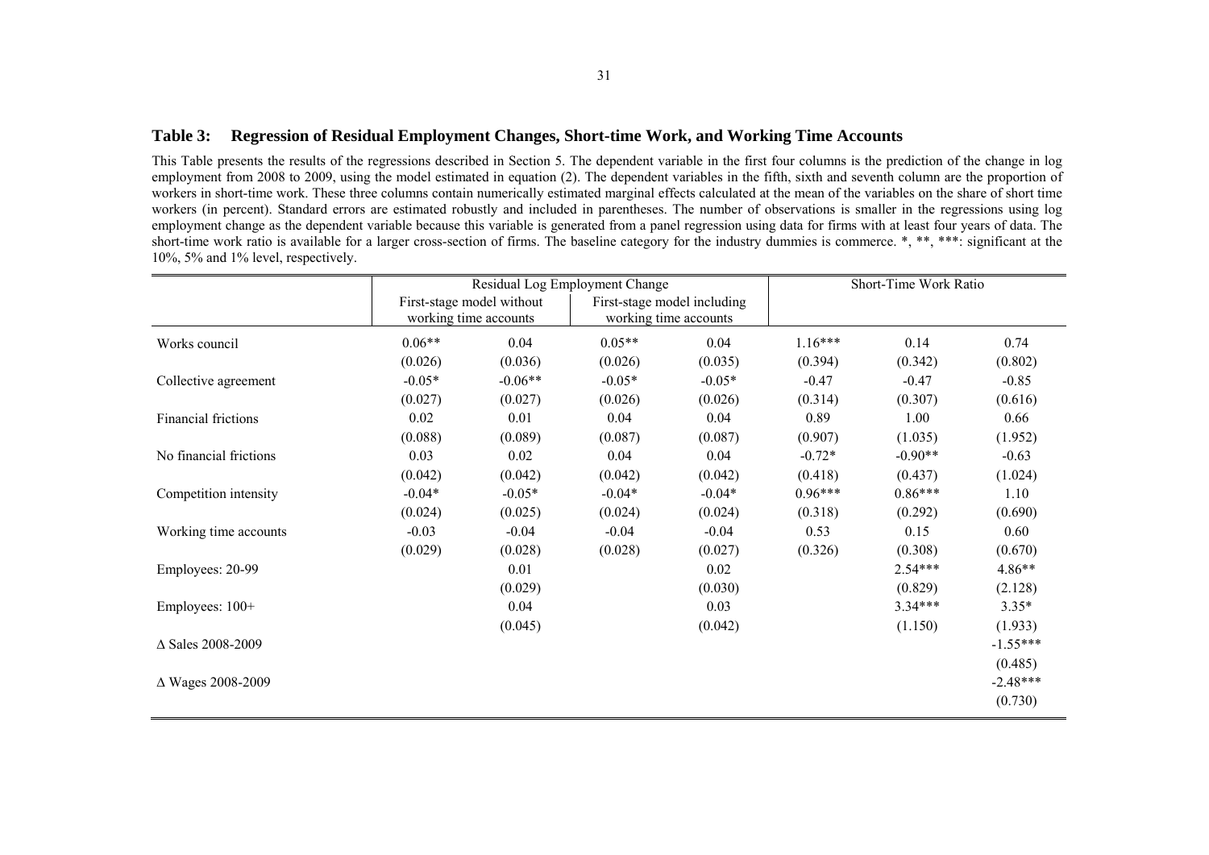## Table 3: Regression of Residual Employment Changes, Short-time Work, and Working Time Accounts

This Table presents the results of the regressions described in Section 5. The dependent variable in the first four columns is the prediction of the change in log employment from 2008 to 2009, using the model estimated in equation (2). The dependent variables in the fifth, sixth and seventh column are the proportion of workers in short-time work. These three columns contain numerically estimated marginal effects calculated at the mean of the variables on the share of short time workers (in percent). Standard errors are estimated robustly and included in parentheses. The number of observations is smaller in the regressions using log employment change as the dependent variable because this variable is generated from a panel regression using data for firms with at least four years of data. The short-time work ratio is available for a larger cross-section of firms. The baseline category for the industry dummies is commerce. *, **, ***: significant at the 10%, 5% and 1% level, respectively.

| | Residual Log Employment Change | | | | Short-Time Work Ratio | | |
|---|---|---|---|---|---|---|---|
| | First-stage model without working time accounts | | First-stage model including working time accounts | | | | |
| Works council | 0.06** | 0.04 | 0.05** | 0.04 | 1.16*** | 0.14 | 0.74 |
| | (0.026) | (0.036) | (0.026) | (0.035) | (0.394) | (0.342) | (0.802) |
| Collective agreement | -0.05* | -0.06** | -0.05* | -0.05* | -0.47 | -0.47 | -0.85 |
| | (0.027) | (0.027) | (0.026) | (0.026) | (0.314) | (0.307) | (0.616) |
| Financial frictions | 0.02 | 0.01 | 0.04 | 0.04 | 0.89 | 1.00 | 0.66 |
| | (0.088) | (0.089) | (0.087) | (0.087) | (0.907) | (1.035) | (1.952) |
| No financial frictions | 0.03 | 0.02 | 0.04 | 0.04 | -0.72* | -0.90** | -0.63 |
| | (0.042) | (0.042) | (0.042) | (0.042) | (0.418) | (0.437) | (1.024) |
| Competition intensity | -0.04* | -0.05* | -0.04* | -0.04* | 0.96*** | 0.86*** | 1.10 |
| | (0.024) | (0.025) | (0.024) | (0.024) | (0.318) | (0.292) | (0.690) |
| Working time accounts | -0.03 | -0.04 | -0.04 | -0.04 | 0.53 | 0.15 | 0.60 |
| | (0.029) | (0.028) | (0.028) | (0.027) | (0.326) | (0.308) | (0.670) |
| Employees: 20-99 | | 0.01 | | 0.02 | | 2.54*** | 4.86** |
| | | (0.029) | | (0.030) | | (0.829) | (2.128) |
| Employees: 100+ | | 0.04 | | 0.03 | | 3.34*** | 3.35* |
| | | (0.045) | | (0.042) | | (1.150) | (1.933) |
| Δ Sales 2008-2009 | | | | | | | -1.55*** |
| | | | | | | | (0.485) |
| Δ Wages 2008-2009 | | | | | | | -2.48*** |
| | | | | | | | (0.730) |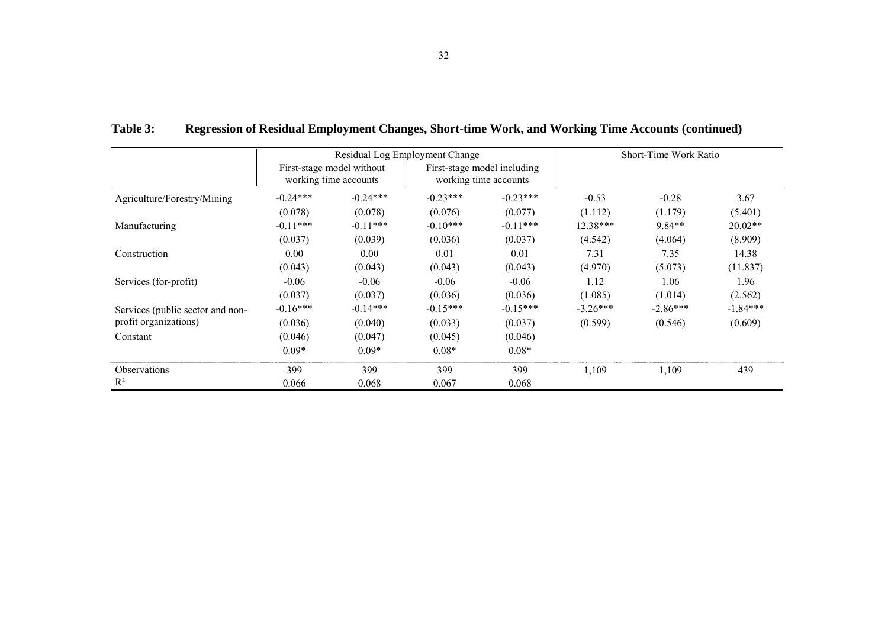**Table 3: Regression of Residual Employment Changes, Short-time Work, and Working Time Accounts (continued)**

| | Residual Log Employment Change | | | | Short-Time Work Ratio | | |
|---|---|---|---|---|---|---|---|
| | First-stage model without working time accounts | | First-stage model including working time accounts | | | | |
| Agriculture/Forestry/Mining | -0.24*** | -0.24*** | -0.23*** | -0.23*** | -0.53 | -0.28 | 3.67 |
| | (0.078) | (0.078) | (0.076) | (0.077) | (1.112) | (1.179) | (5.401) |
| Manufacturing | -0.11*** | -0.11*** | -0.10*** | -0.11*** | 12.38*** | 9.84** | 20.02** |
| | (0.037) | (0.039) | (0.036) | (0.037) | (4.542) | (4.064) | (8.909) |
| Construction | 0.00 | 0.00 | 0.01 | 0.01 | 7.31 | 7.35 | 14.38 |
| | (0.043) | (0.043) | (0.043) | (0.043) | (4.970) | (5.073) | (11.837) |
| Services (for-profit) | -0.06 | -0.06 | -0.06 | -0.06 | 1.12 | 1.06 | 1.96 |
| | (0.037) | (0.037) | (0.036) | (0.036) | (1.085) | (1.014) | (2.562) |
| Services (public sector and non-profit organizations) | -0.16*** | -0.14*** | -0.15*** | -0.15*** | -3.26*** | -2.86*** | -1.84*** |
| | (0.036) | (0.040) | (0.033) | (0.037) | (0.599) | (0.546) | (0.609) |
| Constant | (0.046) | (0.047) | (0.045) | (0.046) | | | |
| | 0.09* | 0.09* | 0.08* | 0.08* | | | |
| Observations | 399 | 399 | 399 | 399 | 1,109 | 1,109 | 439 |
| $R^2$ | 0.066 | 0.068 | 0.067 | 0.068 | | | |